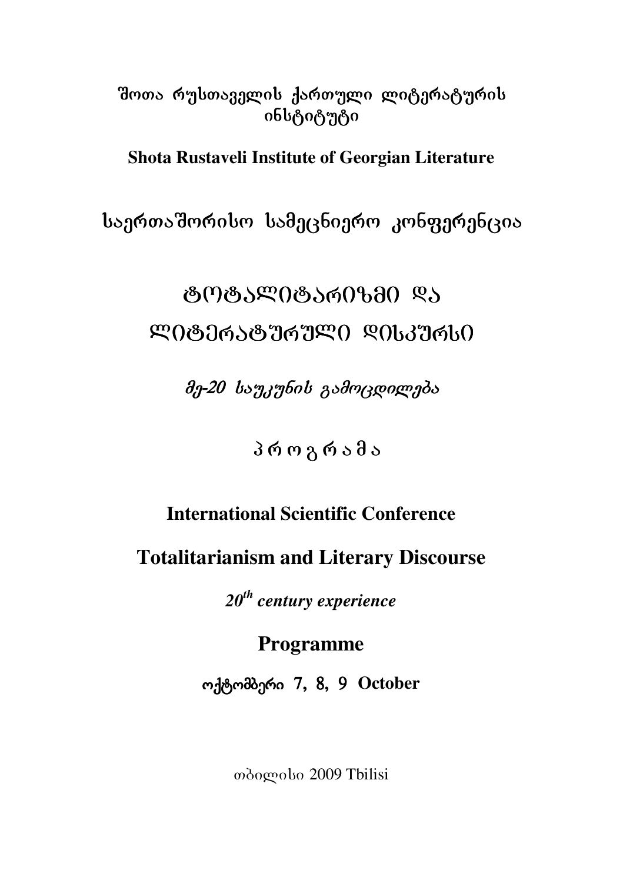შოთა რუსთაველის ქართული ლიტერატურის ინსტიტუტი

**Shota Rustaveli Institute of Georgian Literature**

საერთაშორისო სამეცნიერო კონფერენცია

# ტოტალიტარიზმი და ლიტერატურული დისკურსი

*მე-20 საუკუნის გამოცდილება*

პ რ ო გ რ ა მ ა

## International Scientific Conference

## Totalitarianism and Literary Discourse

***20th century experience***

## Programme

**ოქტომბერი 7, 8, 9 October**

თბილისი 2009 Tbilisi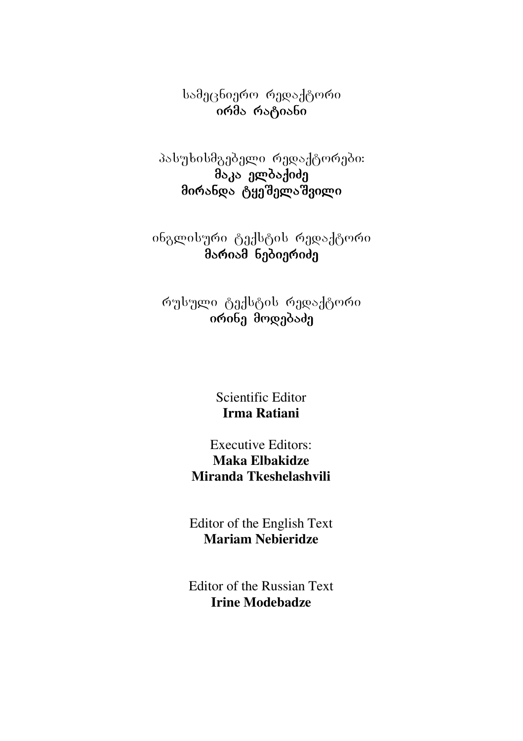სამეცნიერო რედაქტორი
**ირმა რატიანი**

პასუხისმგებელი რედაქტორები:
**მაკა ელბაქიძე**
**მირანდა ტყეშელაშვილი**

ინგლისური ტექსტის რედაქტორი
**მარიამ ნებიერიძე**

რუსული ტექსტის რედაქტორი
**ირინე მოდებაძე**

Scientific Editor
**Irma Ratiani**

Executive Editors:
**Maka Elbakidze**
**Miranda Tkeshelashvili**

Editor of the English Text
**Mariam Nebieridze**

Editor of the Russian Text
**Irine Modebadze**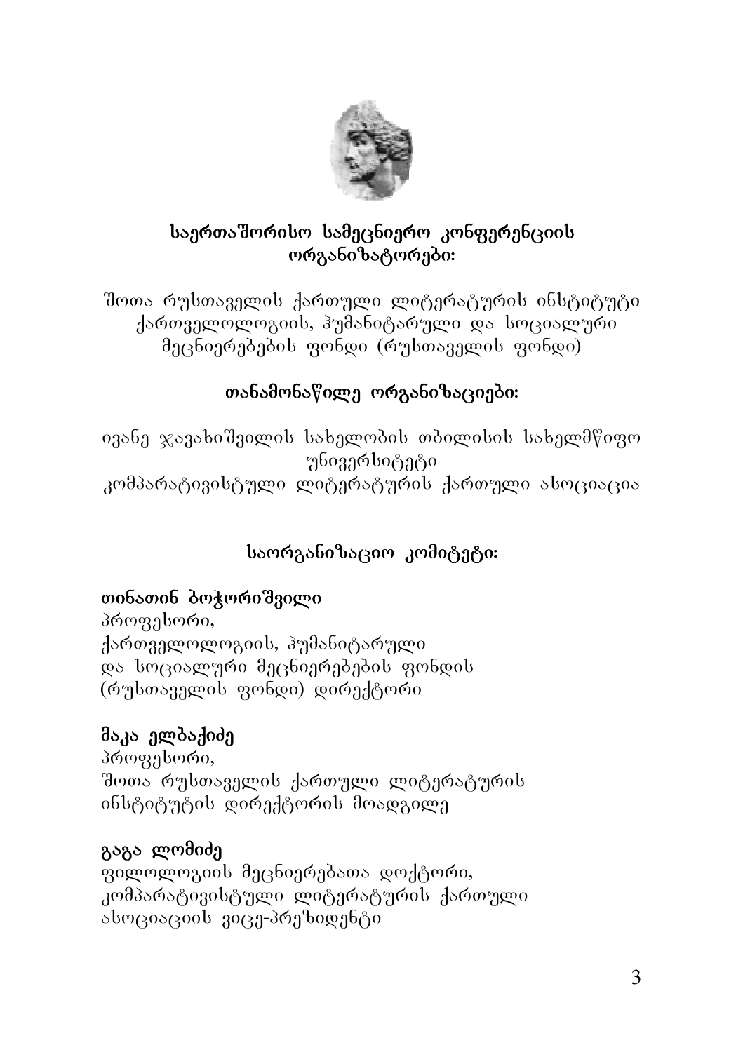**საერთაშორისო სამეცნიერო კონფერენციის ორგანიზატორები:**

შოთა რუსთაველის ქართული ლიტერატურის ინსტიტუტი
ქართველოლოგიის, ჰუმანიტარული და სოციალური მეცნიერებების ფონდი (რუსთაველის ფონდი)

**თანამონაწილე ორგანიზაციები:**

ივანე ჯავახიშვილის სახელობის თბილისის სახელმწიფო უნივერსიტეტი
კომპარატივისტული ლიტერატურის ქართული ასოციაცია

**საორგანიზაციო კომიტეტი:**

**თინათინ ბოჭორიშვილი**
პროფესორი,
ქართველოლოგიის, ჰუმანიტარული
და სოციალური მეცნიერებების ფონდის
(რუსთაველის ფონდი) დირექტორი

**მაკა ელბაქიძე**
პროფესორი,
შოთა რუსთაველის ქართული ლიტერატურის
ინსტიტუტის დირექტორის მოადგილე

**გაგა ლომიძე**
ფილოლოგიის მეცნიერებათა დოქტორი,
კომპარატივისტული ლიტერატურის ქართული
ასოციაციის ვიცე-პრეზიდენტი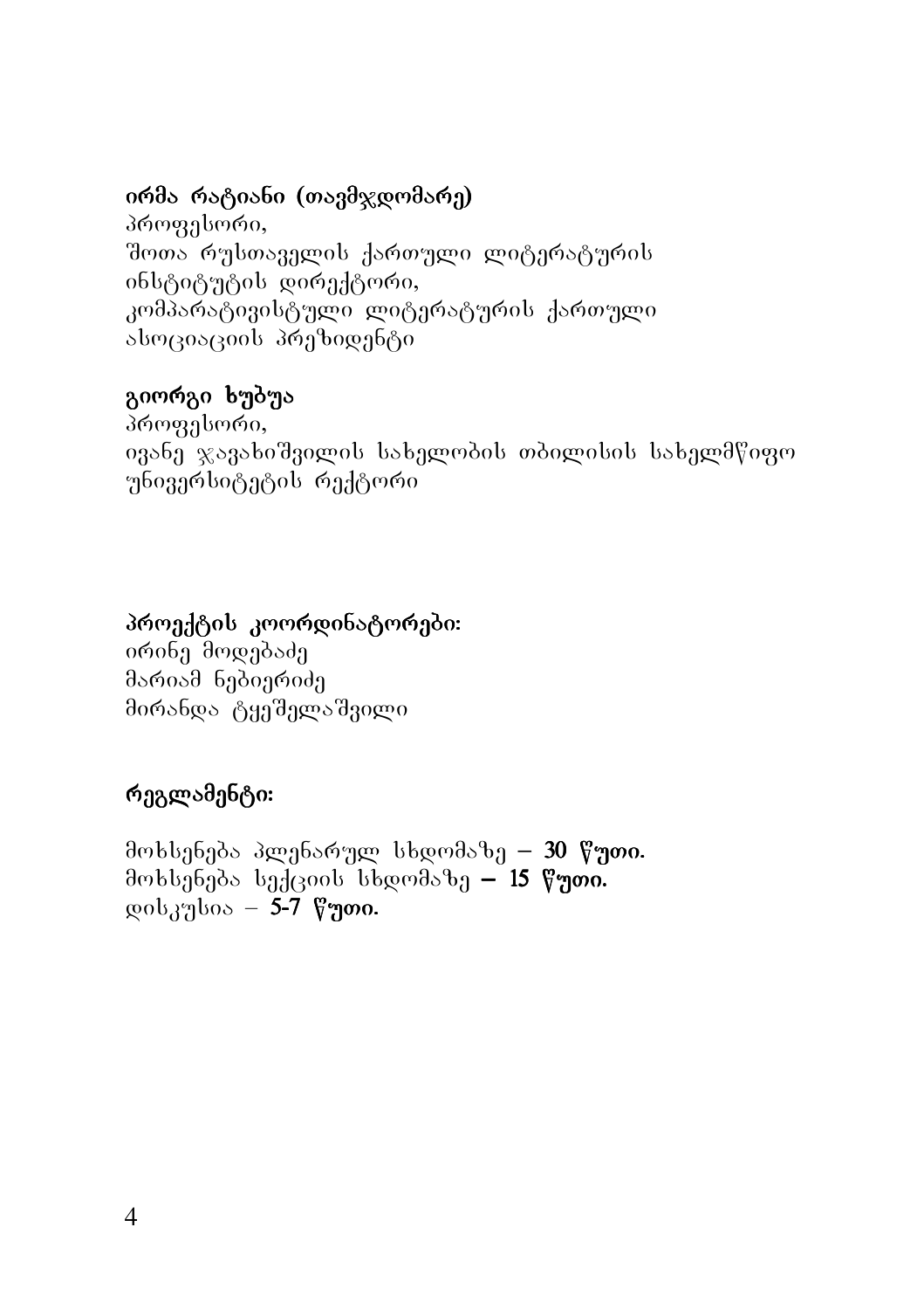**ირმა რატიანი (თავმჯდომარე)**
პროფესორი,
შოთა რუსთაველის ქართული ლიტერატურის ინსტიტუტის დირექტორი,
კომპარატივისტული ლიტერატურის ქართული ასოციაციის პრეზიდენტი

**გიორგი ხუბუა**
პროფესორი,
ივანე ჯავახიშვილის სახელობის თბილისის სახელმწიფო უნივერსიტეტის რექტორი

**პროექტის კოორდინატორები:**
ირინე მოდებაძე
მარიამ ნებიერიძე
მირანდა ტყეშელაშვილი

**რეგლამენტი:**

მოხსენება პლენარულ სხდომაზე – **30 წუთი.**
მოხსენება სექციის სხდომაზე **– 15 წუთი.**
დისკუსია – **5-7 წუთი.**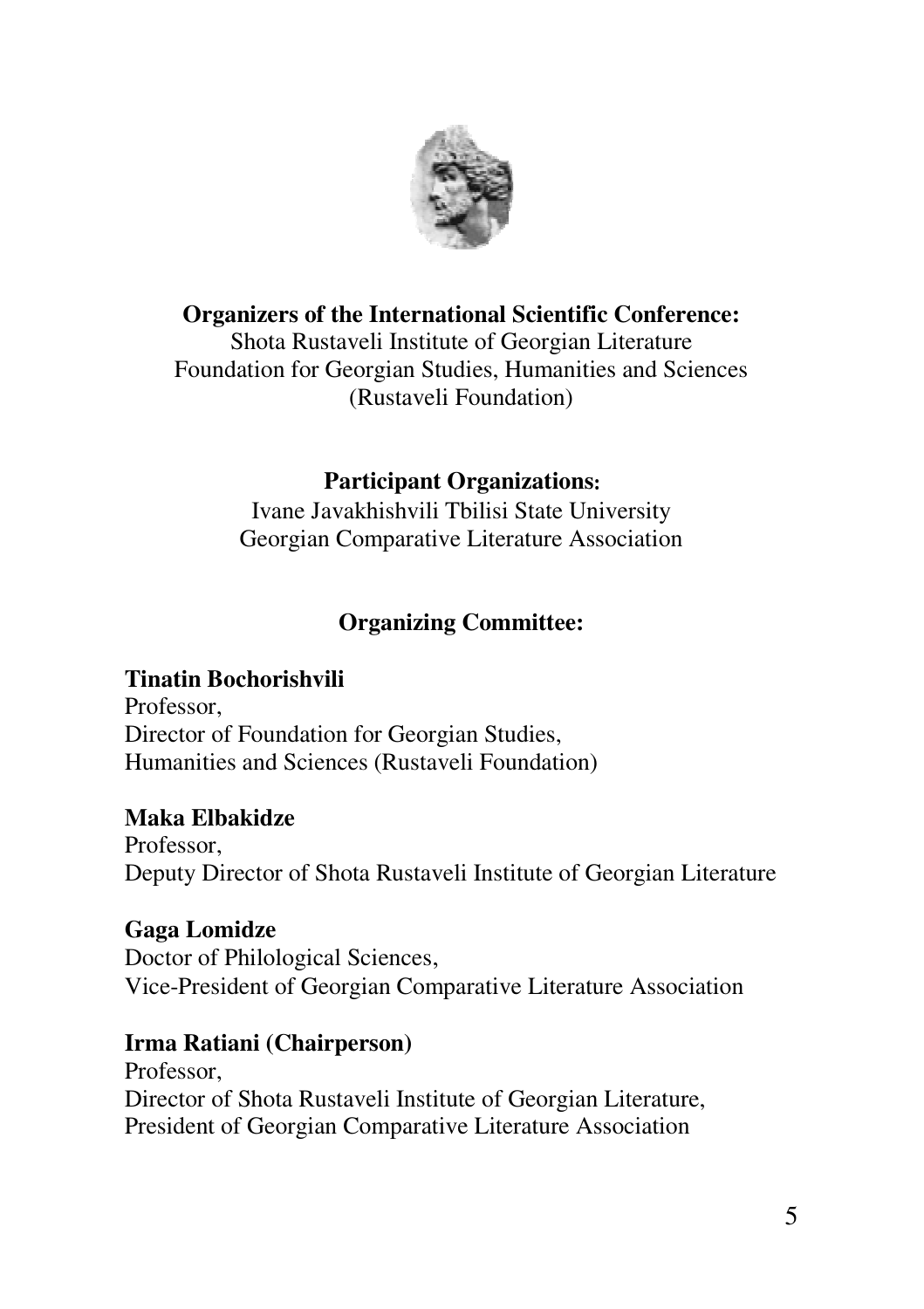**Organizers of the International Scientific Conference:**

Shota Rustaveli Institute of Georgian Literature
Foundation for Georgian Studies, Humanities and Sciences
(Rustaveli Foundation)

**Participant Organizations:**

Ivane Javakhishvili Tbilisi State University
Georgian Comparative Literature Association

**Organizing Committee:**

**Tinatin Bochorishvili**
Professor,
Director of Foundation for Georgian Studies,
Humanities and Sciences (Rustaveli Foundation)

**Maka Elbakidze**
Professor,
Deputy Director of Shota Rustaveli Institute of Georgian Literature

**Gaga Lomidze**
Doctor of Philological Sciences,
Vice-President of Georgian Comparative Literature Association

**Irma Ratiani (Chairperson)**
Professor,
Director of Shota Rustaveli Institute of Georgian Literature,
President of Georgian Comparative Literature Association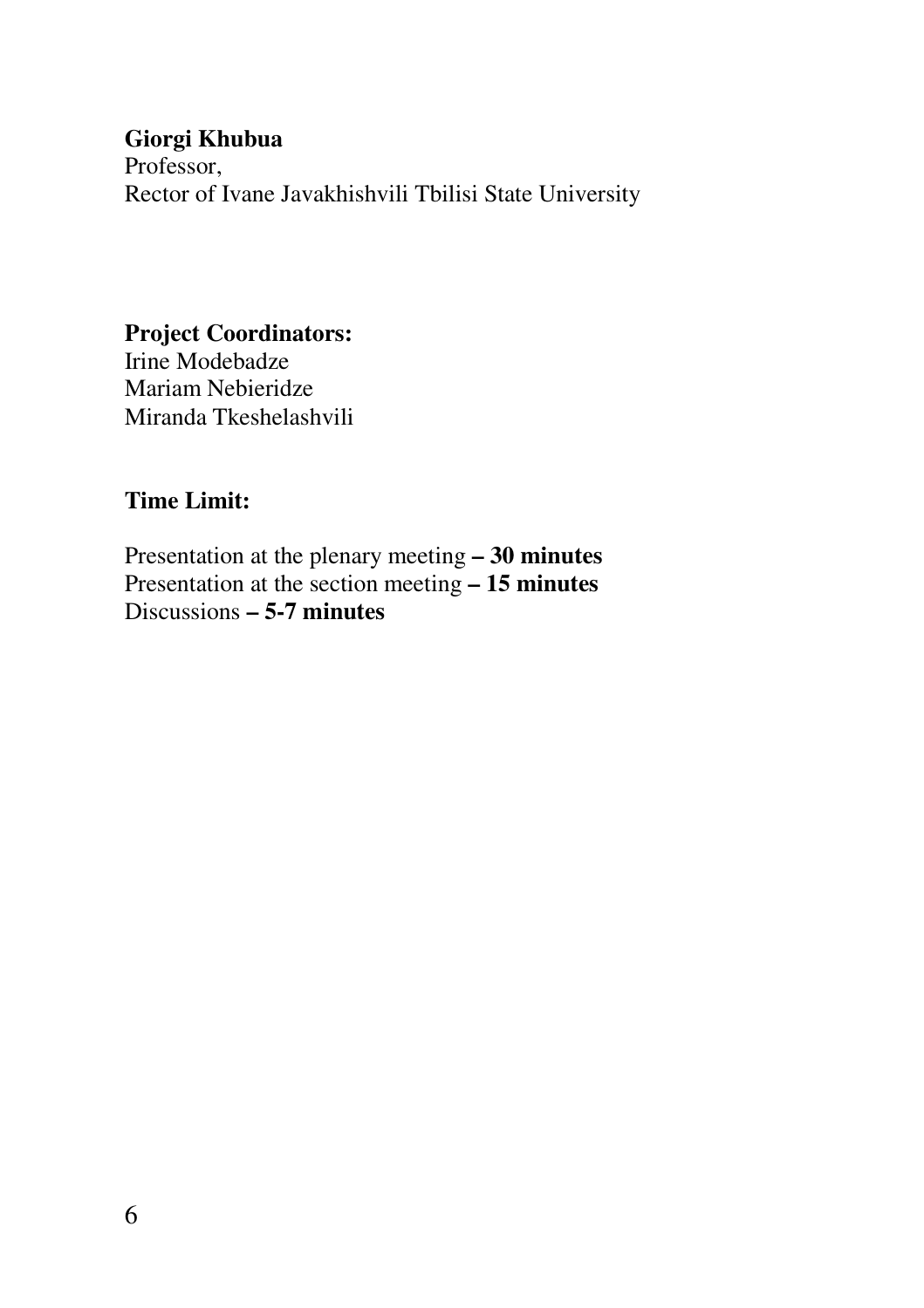**Giorgi Khubua**
Professor,
Rector of Ivane Javakhishvili Tbilisi State University

**Project Coordinators:**
Irine Modebadze
Mariam Nebieridze
Miranda Tkeshelashvili

**Time Limit:**

Presentation at the plenary meeting **– 30 minutes**
Presentation at the section meeting **– 15 minutes**
Discussions **– 5-7 minutes**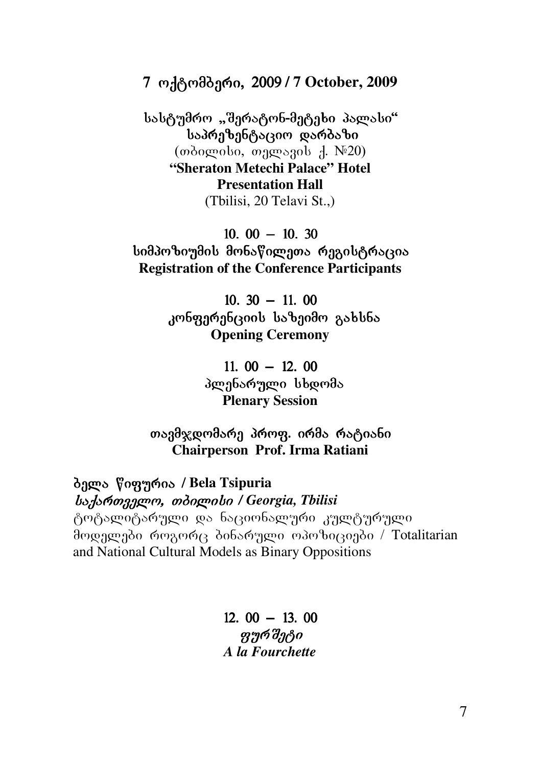**7 ოქტომბერი, 2009 / 7 October, 2009**

**სასტუმრო „შერატონ-მეტეხი პალასი“**
**საპრეზენტაციო დარბაზი**
(თბილისი, თელავის ქ. №20)
**“Sheraton Metechi Palace” Hotel**
**Presentation Hall**
(Tbilisi, 20 Telavi St.,)

**10. 00 – 10. 30**
**სიმპოზიუმის მონაწილეთა რეგისტრაცია**
**Registration of the Conference Participants**

**10. 30 – 11. 00**
**კონფერენციის საზეიმო გახსნა**
**Opening Ceremony**

**11. 00 – 12. 00**
**პლენარული სხდომა**
**Plenary Session**

**თავმჯდომარე პროფ. ირმა რატიანი**
**Chairperson Prof. Irma Ratiani**

**ბელა წიფურია / Bela Tsipuria**
***საქართველო, თბილისი / Georgia, Tbilisi***
ტოტალიტარული და ნაციონალური კულტურული მოდელები როგორც ბინარული ოპოზიციები / Totalitarian and National Cultural Models as Binary Oppositions

**12. 00 – 13. 00**
***ფურშეტი***
***A la Fourchette***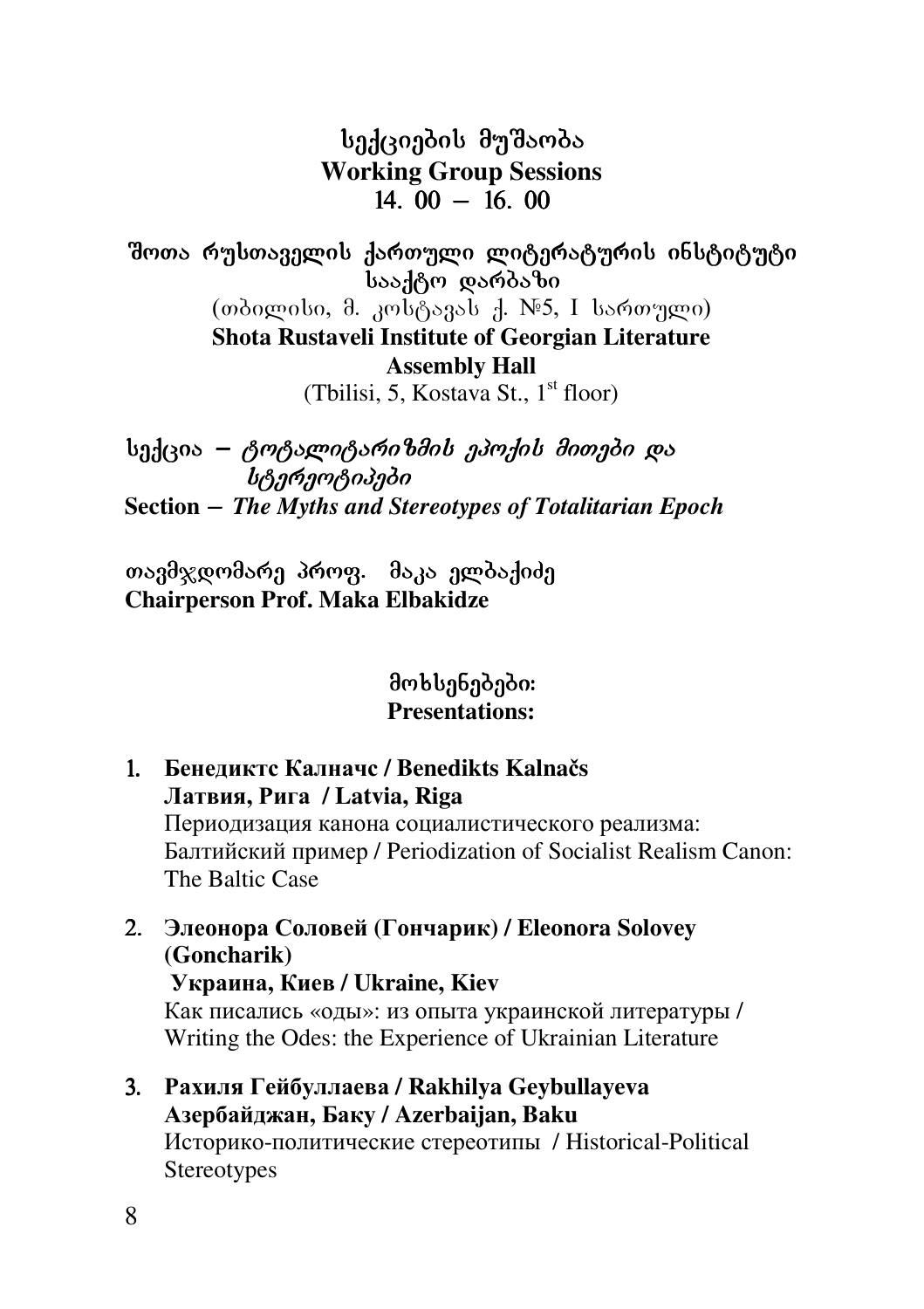## სექციების მუშაობა
## Working Group Sessions
## 14. 00 – 16. 00

**შოთა რუსთაველის ქართული ლიტერატურის ინსტიტუტი სააქტო დარბაზი**

(თბილისი, მ. კოსტავას ქ. №5, I სართული)

**Shota Rustaveli Institute of Georgian Literature**
**Assembly Hall**

(Tbilisi, 5, Kostava St., 1st floor)

სექცია – *ტოტალიტარიზმის ეპოქის მითები და სტერეოტიპები*

**Section –** ***The Myths and Stereotypes of Totalitarian Epoch***

თავმჯდომარე პროფ. მაკა ელბაქიძე
**Chairperson Prof. Maka Elbakidze**

### მოხსენებები:
### Presentations:

1. **Бенедиктс Калначс / Benedikts Kalnačs**
   **Латвия, Рига / Latvia, Riga**
   Периодизация канона социалистического реализма: Балтийский пример / Periodization of Socialist Realism Canon: The Baltic Case

2. **Элеонора Соловей (Гончарик) / Eleonora Solovey (Goncharik)**
   **Украина, Киев / Ukraine, Kiev**
   Как писались «оды»: из опыта украинской литературы / Writing the Odes: the Experience of Ukrainian Literature

3. **Рахиля Гейбуллаева / Rakhilya Geybullayeva**
   **Азербайджан, Баку / Azerbaijan, Baku**
   Историко-политические стереотипы / Historical-Political Stereotypes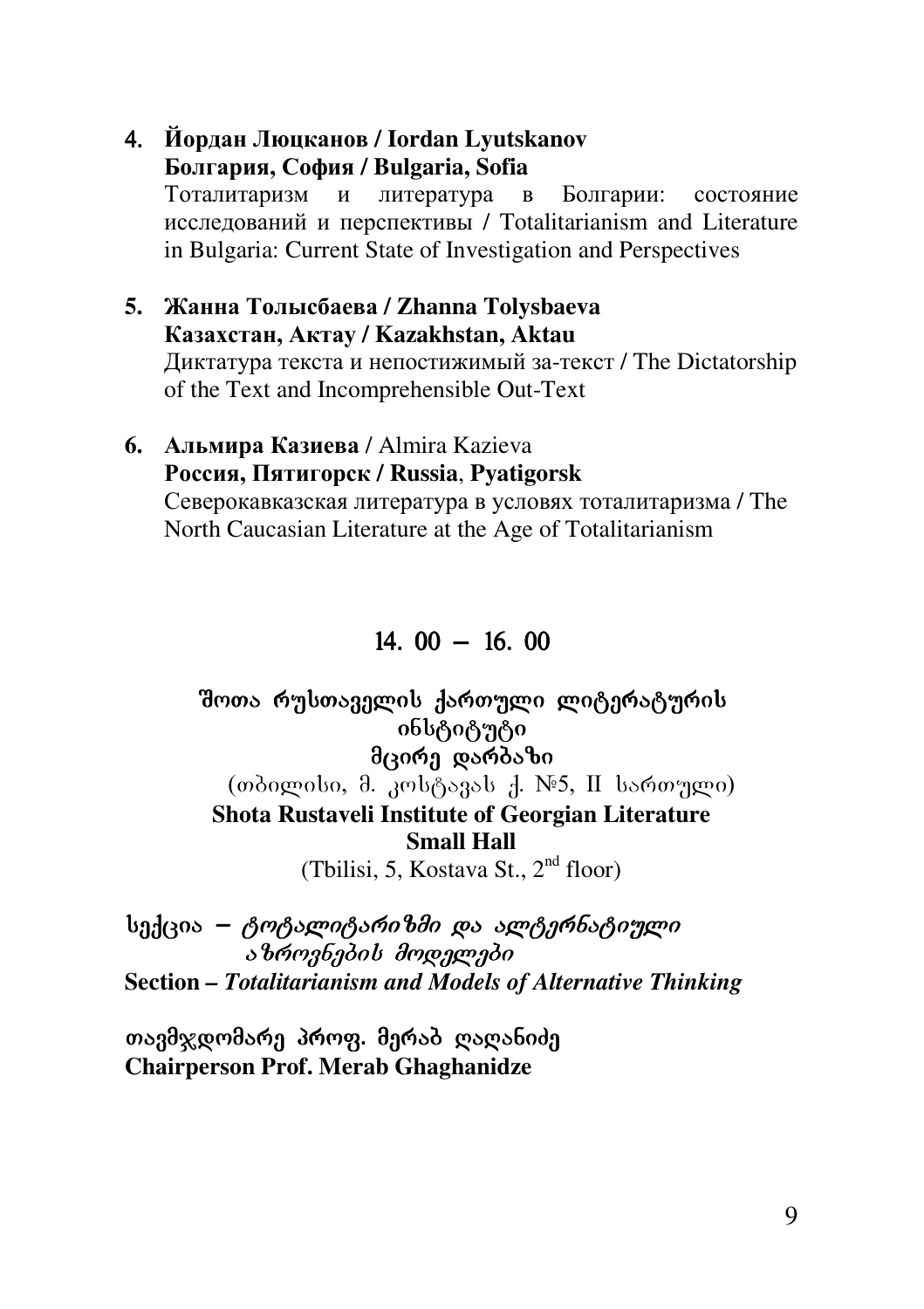4. **Йордан Люцканов / Iordan Lyutskanov**
   **Болгария, София / Bulgaria, Sofia**
   Тоталитаризм и литература в Болгарии: состояние исследований и перспективы / Totalitarianism and Literature in Bulgaria: Current State of Investigation and Perspectives

5. **Жанна Толысбаева / Zhanna Tolysbaeva**
   **Казахстан, Актау / Kazakhstan, Aktau**
   Диктатура текста и непостижимый за-текст / The Dictatorship of the Text and Incomprehensible Out-Text

6. **Альмира Казиева /** Almira Kazieva
   **Россия, Пятигорск / Russia**, **Pyatigorsk**
   Северокавказская литература в условях тоталитаризма / The North Caucasian Literature at the Age of Totalitarianism

## 14. 00 – 16. 00

**შოთა რუსთაველის ქართული ლიტერატურის ინსტიტუტი**
**მცირე დარბაზი**
(თბილისი, მ. კოსტავას ქ. №5, II სართული)
**Shota Rustaveli Institute of Georgian Literature**
**Small Hall**
(Tbilisi, 5, Kostava St., 2nd floor)

სექცია – *ტოტალიტარიზმი და ალტერნატიული აზროვნების მოდელები*
**Section –** ***Totalitarianism and Models of Alternative Thinking***

**თავმჯდომარე პროფ. მერაბ ღაღანიძე**
**Chairperson Prof. Merab Ghaghanidze**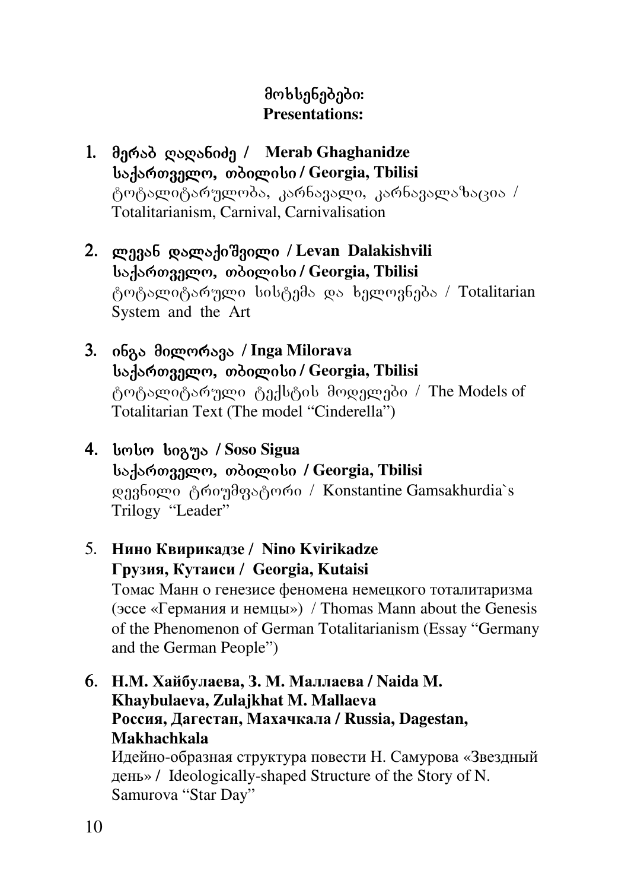## მოხსენებები:
## Presentations:

1. **მერაბ ღაღანიძე / Merab Ghaghanidze**
   **საქართველო, თბილისი / Georgia, Tbilisi**
   ტოტალიტარულობა, კარნავალი, კარნავალაზაცია / Totalitarianism, Carnival, Carnivalisation

2. **ლევან დალაქიშვილი / Levan Dalakishvili**
   **საქართველო, თბილისი / Georgia, Tbilisi**
   ტოტალიტარული სისტემა და ხელოვნება / Totalitarian System and the Art

3. **ინგა მილორავა / Inga Milorava**
   **საქართველო, თბილისი / Georgia, Tbilisi**
   ტოტალიტარული ტექსტის მოდელები / The Models of Totalitarian Text (The model "Cinderella")

4. **სოსო სიგუა / Soso Sigua**
   **საქართველო, თბილისი / Georgia, Tbilisi**
   დევნილი ტრიუმფატორი / Konstantine Gamsakhurdia`s Trilogy "Leader"

5. **Нино Квирикадзе / Nino Kvirikadze**
   **Грузия, Кутаиси / Georgia, Kutaisi**
   Томас Манн о генезисе феномена немецкого тоталитаризма (эссе «Германия и немцы») / Thomas Mann about the Genesis of the Phenomenon of German Totalitarianism (Essay "Germany and the German People")

6. **Н.М. Хайбулаева, З. М. Маллаева / Naida M. Khaybulaeva, Zulajkhat M. Mallaeva**
   **Россия, Дагестан, Махачкала / Russia, Dagestan, Makhachkala**
   Идейно-образная структура повести Н. Самурова «Звездный день» / Ideologically-shaped Structure of the Story of N. Samurova "Star Day"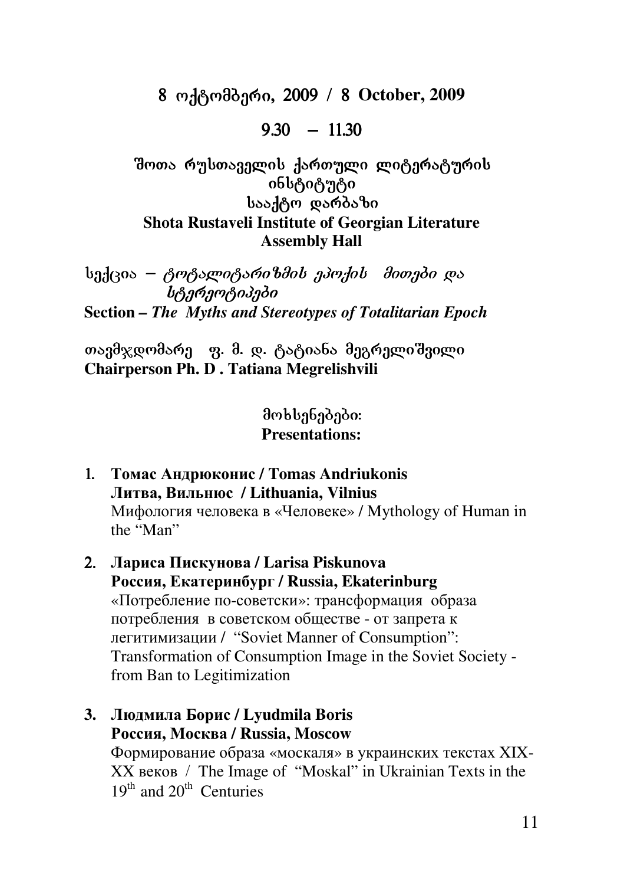**8 ოქტომბერი, 2009 / 8 October, 2009**

**9.30 – 11.30**

**შოთა რუსთაველის ქართული ლიტერატურის ინსტიტუტი**
**სააქტო დარბაზი**
**Shota Rustaveli Institute of Georgian Literature**
**Assembly Hall**

სექცია – *ტოტალიტარიზმის ეპოქის მითები და სტერეოტიპები*
**Section –** ***The Myths and Stereotypes of Totalitarian Epoch***

თავმჯდომარე ფ. მ. დ. ტატიანა მეგრელიშვილი
**Chairperson Ph. D . Tatiana Megrelishvili**

მოხსენებები:
**Presentations:**

1. **Томас Андрюконис / Tomas Andriukonis**
   **Литва, Вильнюс / Lithuania, Vilnius**
   Мифология человека в «Человеке» / Mythology of Human in the "Man"

2. **Лариса Пискунова / Larisa Piskunova**
   **Россия, Екатеринбург / Russia, Ekaterinburg**
   «Потребление по-советски»: трансформация образа потребления в советском обществе - от запрета к легитимизации / "Soviet Manner of Consumption": Transformation of Consumption Image in the Soviet Society - from Ban to Legitimization

3. **Людмила Борис / Lyudmila Boris**
   **Россия, Москва / Russia, Moscow**
   Формирование образа «москаля» в украинских текстах XIX-XX веков / The Image of "Moskal" in Ukrainian Texts in the 19th and 20th Centuries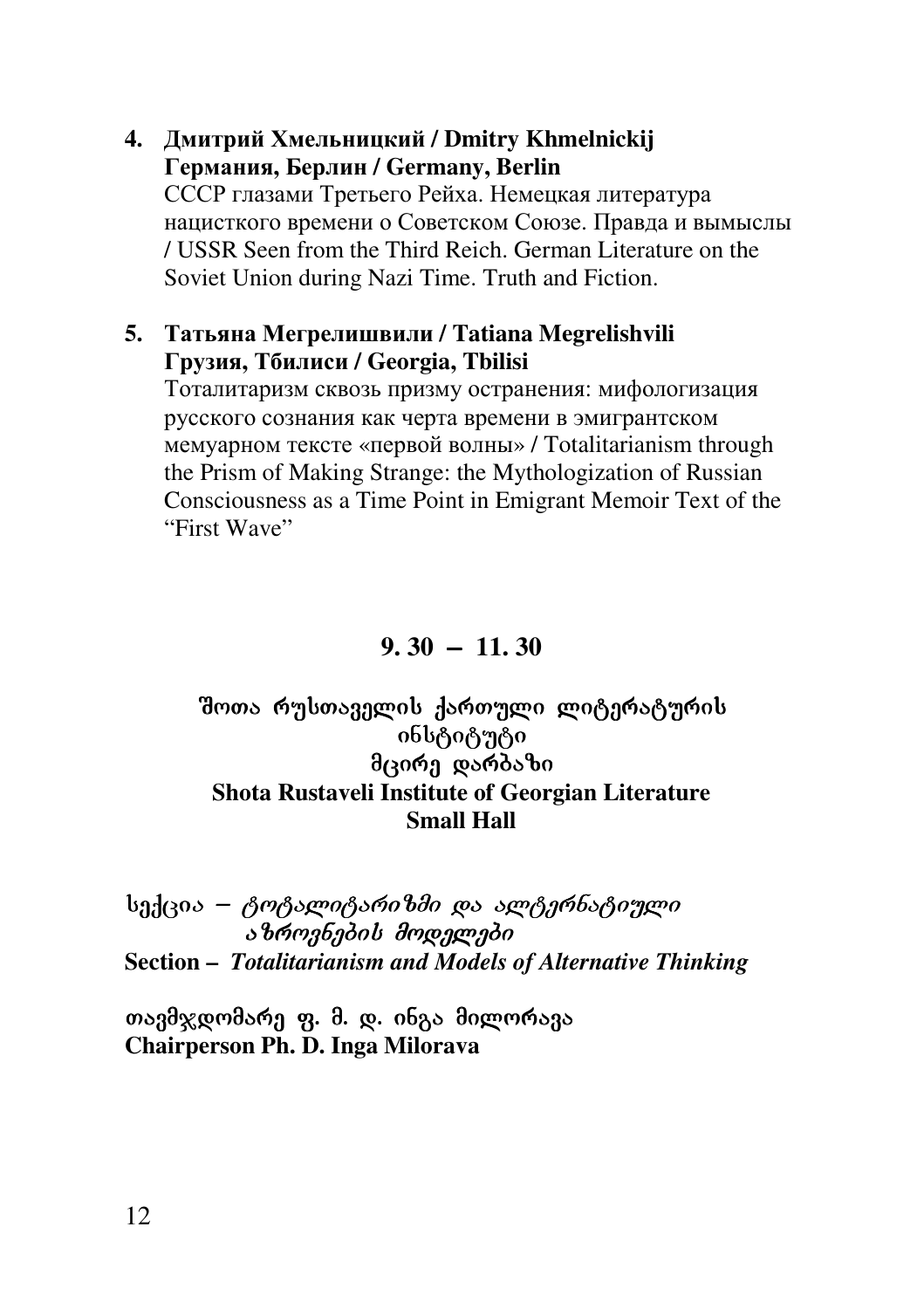4. **Дмитрий Хмельницкий / Dmitry Khmelnickij**
   **Германия, Берлин / Germany, Berlin**
   СССР глазами Третьего Рейха. Немецкая литература нацисткого времени о Советском Союзе. Правда и вымыслы / USSR Seen from the Third Reich. German Literature on the Soviet Union during Nazi Time. Truth and Fiction.

5. **Татьяна Мегрелишвили / Tatiana Megrelishvili**
   **Грузия, Тбилиси / Georgia, Tbilisi**
   Тоталитаризм сквозь призму остранения: мифологизация русского сознания как черта времени в эмигрантском мемуарном тексте «первой волны» / Totalitarianism through the Prism of Making Strange: the Mythologization of Russian Consciousness as a Time Point in Emigrant Memoir Text of the "First Wave"

## 9. 30 – 11. 30

**შოთა რუსთაველის ქართული ლიტერატურის ინსტიტუტი**
**მცირე დარბაზი**
**Shota Rustaveli Institute of Georgian Literature**
**Small Hall**

სექცია – *ტოტალიტარიზმი და ალტერნატიული აზროვნების მოდელები*
**Section –** ***Totalitarianism and Models of Alternative Thinking***

თავმჯდომარე ფ. მ. დ. ინგა მილორავა
**Chairperson Ph. D. Inga Milorava**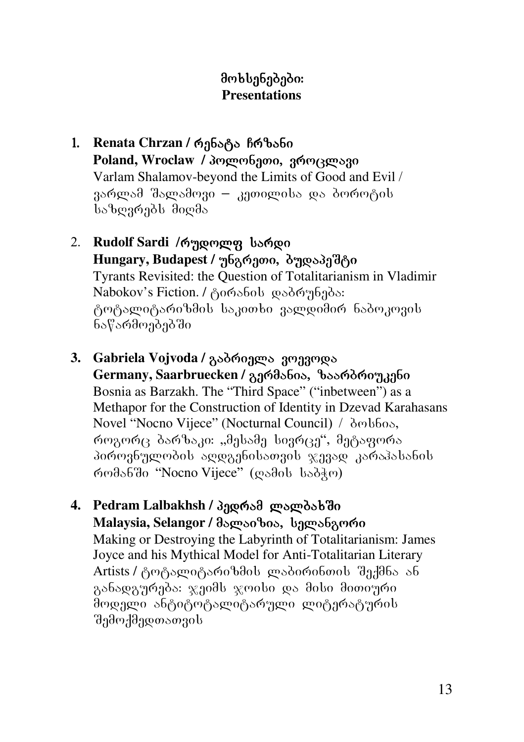## მოხსენებები: Presentations

1. **Renata Chrzan / რენატა ჩრზანი**
   **Poland, Wroclaw / პოლონეთი, ვროცლავი**
   Varlam Shalamov-beyond the Limits of Good and Evil / ვარლამ შალამოვი – კეთილისა და ბოროტის საზღვრებს მიღმა

2. **Rudolf Sardi /რუდოლფ სარდი**
   **Hungary, Budapest / უნგრეთი, ბუდაპეშტი**
   Tyrants Revisited: the Question of Totalitarianism in Vladimir Nabokov's Fiction. / ტირანის დაბრუნება: ტოტალიტარიზმის საკითხი ვალდიმირ ნაბოკოვის ნაწარმოებებში

3. **Gabriela Vojvoda / გაბრიელა ვოევოდა**
   **Germany, Saarbruecken / გერმანია, ზაარბრიუკენი**
   Bosnia as Barzakh. The "Third Space" ("inbetween") as a Methapor for the Construction of Identity in Dzevad Karahasans Novel "Nocno Vijece" (Nocturnal Council) / ბოსნია, როგორც ბარზაკი: „მესამე სივრცე", მეტაფორა პიროვნულობის აღდგენისათვის ჯევად კარაჰასანის რომანში "Nocno Vijece" (ღამის საბჭო)

4. **Pedram Lalbakhsh / პედრამ ლალბახში**
   **Malaysia, Selangor / მალაიზია, სელანგორი**
   Making or Destroying the Labyrinth of Totalitarianism: James Joyce and his Mythical Model for Anti-Totalitarian Literary Artists / ტოტალიტარიზმის ლაბირინთის შექმნა ან განადგურება: ჯეიმს ჯოისი და მისი მითიური მოდელი ანტიტოტალიტარული ლიტერატურის შემოქმედთათვის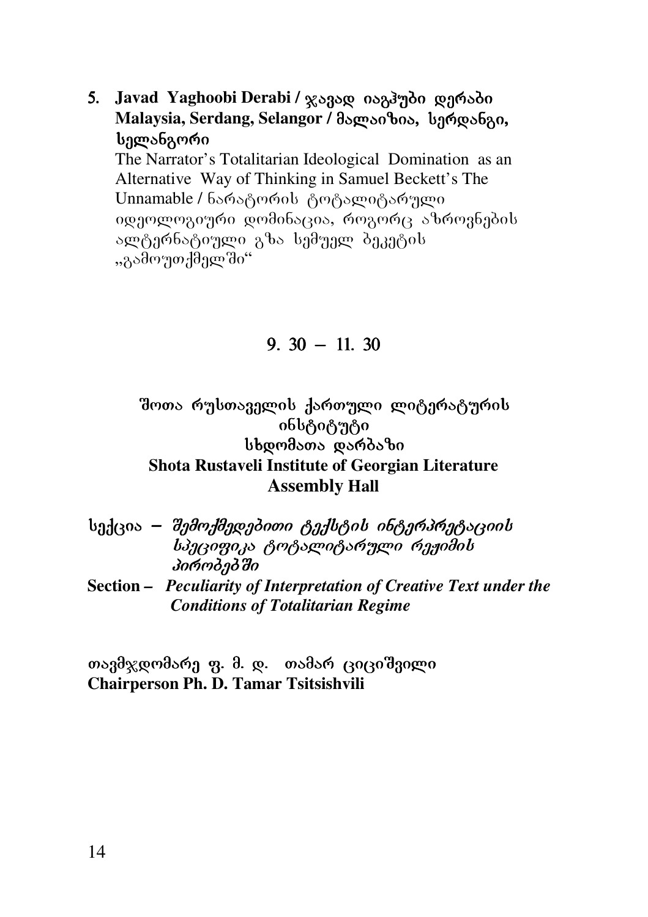5. **Javad Yaghoobi Derabi / ჯავად იაგჰუბი დერაბი**
   **Malaysia, Serdang, Selangor / მალაიზია, სერდანგი, სელანგორი**
   The Narrator's Totalitarian Ideological Domination as an Alternative Way of Thinking in Samuel Beckett's The Unnamable / ნარატორის ტოტალიტარული იდეოლოგიური დომინაცია, როგორც აზროვნების ალტერნატიული გზა სემუელ ბეკეტის „გამოუთქმელში"

## 9. 30 – 11. 30

### შოთა რუსთაველის ქართული ლიტერატურის ინსტიტუტი
### სხდომათა დარბაზი
### Shota Rustaveli Institute of Georgian Literature
### Assembly Hall

**სექცია –** ***შემოქმედებითი ტექსტის ინტერპრეტაციის სპეციფიკა ტოტალიტარული რეჟიმის პირობებში***

**Section –** ***Peculiarity of Interpretation of Creative Text under the Conditions of Totalitarian Regime***

**თავმჯდომარე ფ. მ. დ. თამარ ციციშვილი**
**Chairperson Ph. D. Tamar Tsitsishvili**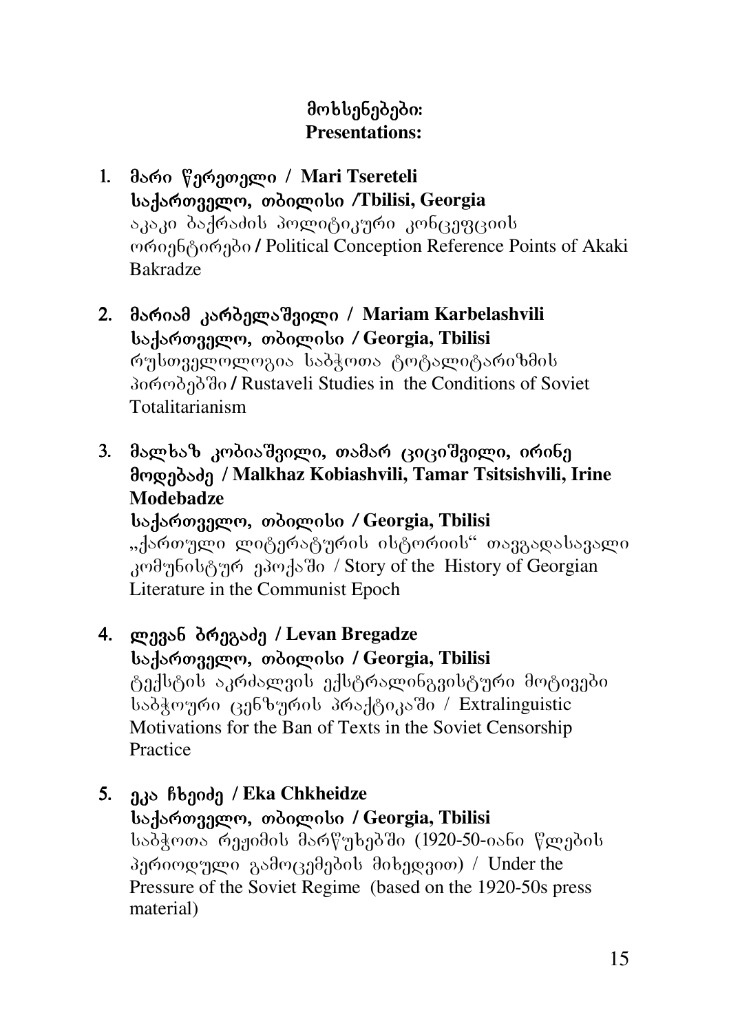## მოხსენებები:
## Presentations:

1. **მარი წერეთელი / Mari Tsereteli**
   **საქართველო, თბილისი /Tbilisi, Georgia**
   აკაკი ბაქრაძის პოლიტიკური კონცეფციის ორიენტირები / Political Conception Reference Points of Akaki Bakradze

2. **მარიამ კარბელაშვილი / Mariam Karbelashvili**
   **საქართველო, თბილისი / Georgia, Tbilisi**
   რუსთველოლოგია საბჭოთა ტოტალიტარიზმის პირობებში / Rustaveli Studies in the Conditions of Soviet Totalitarianism

3. **მალხაზ კობიაშვილი, თამარ ციციშვილი, ირინე მოდებაძე / Malkhaz Kobiashvili, Tamar Tsitsishvili, Irine Modebadze**
   **საქართველო, თბილისი / Georgia, Tbilisi**
   „ქართული ლიტერატურის ისტორიის" თავგადასავალი კომუნისტურ ეპოქაში / Story of the History of Georgian Literature in the Communist Epoch

4. **ლევან ბრეგაძე / Levan Bregadze**
   **საქართველო, თბილისი / Georgia, Tbilisi**
   ტექსტის აკრძალვის ექსტრალინგვისტური მოტივები საბჭოური ცენზურის პრაქტიკაში / Extralinguistic Motivations for the Ban of Texts in the Soviet Censorship Practice

5. **ეკა ჩხეიძე / Eka Chkheidze**
   **საქართველო, თბილისი / Georgia, Tbilisi**
   საბჭოთა რეჟიმის მარწუხებში (1920-50-იანი წლების პერიოდული გამოცემების მიხედვით) / Under the Pressure of the Soviet Regime (based on the 1920-50s press material)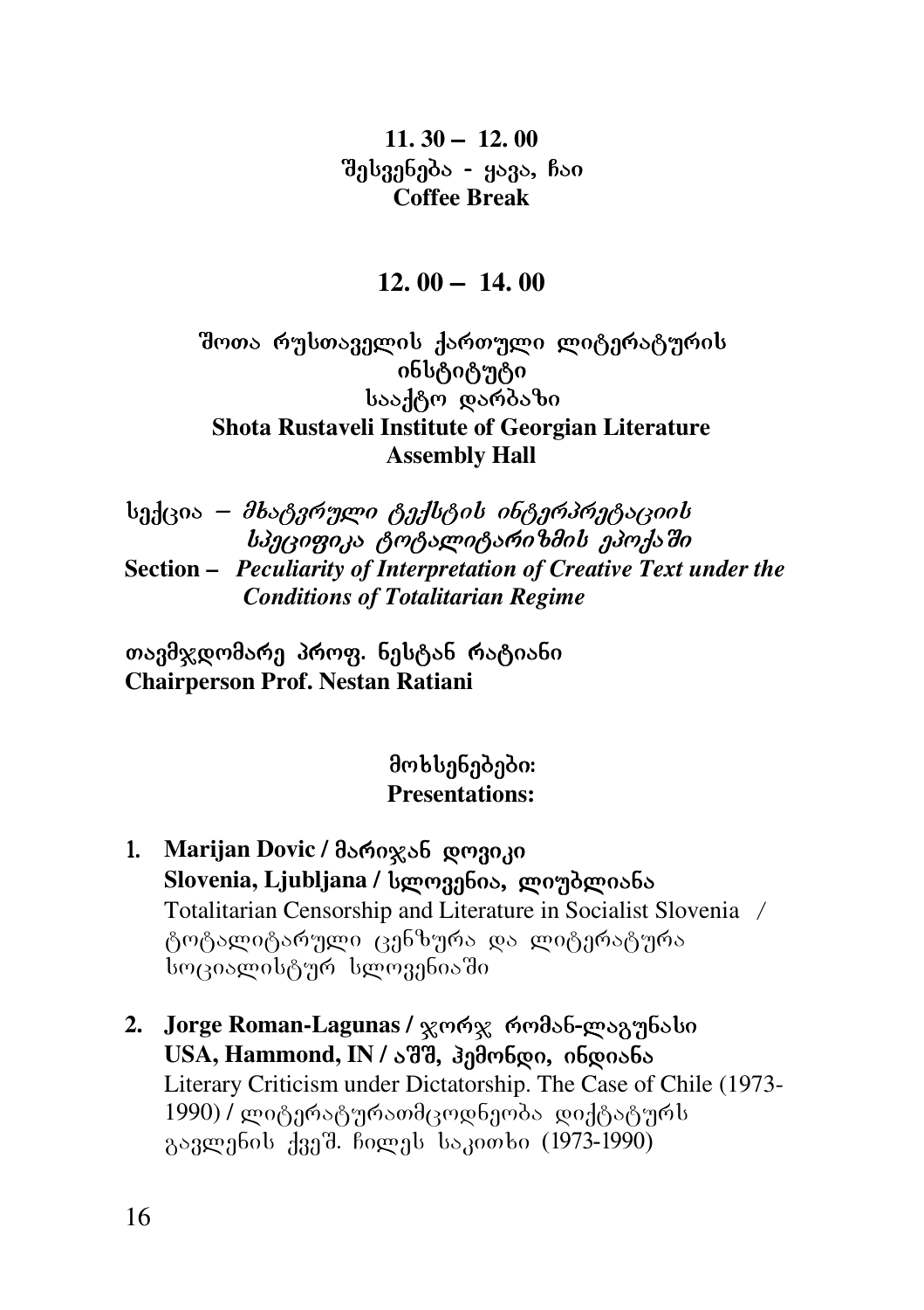**11. 30 – 12. 00**
შესვენება - ყავა, ჩაი
**Coffee Break**

**12. 00 – 14. 00**

**შოთა რუსთაველის ქართული ლიტერატურის ინსტიტუტი**
**სააქტო დარბაზი**
**Shota Rustaveli Institute of Georgian Literature**
**Assembly Hall**

სექცია – *მხატვრული ტექსტის ინტერპრეტაციის სპეციფიკა ტოტალიტარიზმის ეპოქაში*
**Section –** ***Peculiarity of Interpretation of Creative Text under the Conditions of Totalitarian Regime***

**თავმჯდომარე პროფ. ნესტან რატიანი**
**Chairperson Prof. Nestan Ratiani**

**მოხსენებები:**
**Presentations:**

1. **Marijan Dovic / მარიჯან დოვიკი**
   **Slovenia, Ljubljana / სლოვენია, ლიუბლიანა**
   Totalitarian Censorship and Literature in Socialist Slovenia / ტოტალიტარული ცენზურა და ლიტერატურა სოციალისტურ სლოვენიაში

2. **Jorge Roman-Lagunas / ჯორჯ რომან-ლაგუნასი**
   **USA, Hammond, IN / აშშ, ჰემონდი, ინდიანა**
   Literary Criticism under Dictatorship. The Case of Chile (1973-1990) / ლიტერატურათმცოდნეობა დიქტატურს გავლენის ქვეშ. ჩილეს საკითხი (1973-1990)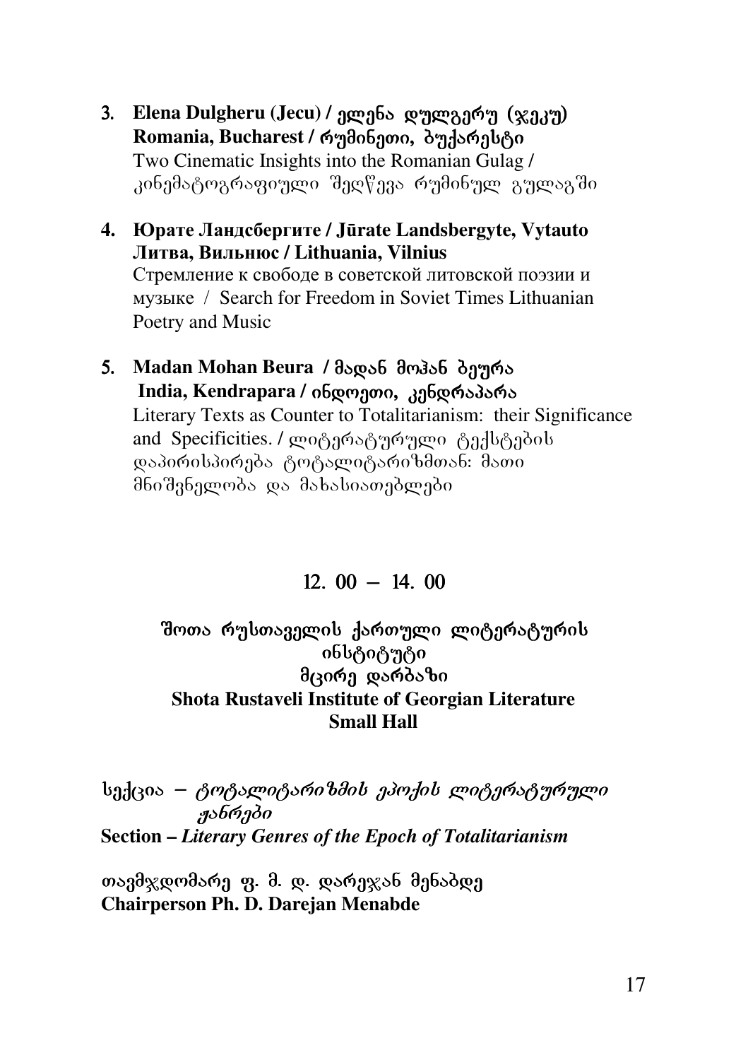3. **Elena Dulgheru (Jecu) / ელენა დულგერუ (ჯეკუ)**
   **Romania, Bucharest / რუმინეთი, ბუქარესტი**
   Two Cinematic Insights into the Romanian Gulag / კინემატოგრაფიული შეღწევა რუმინულ გულაგში

4. **Юрате Ландсбергите / Jūrate Landsbergyte, Vytauto**
   **Литва, Вильнюс / Lithuania, Vilnius**
   Стремление к свободе в советской литовской поэзии и музыке / Search for Freedom in Soviet Times Lithuanian Poetry and Music

5. **Madan Mohan Beura / მადან მოჰან ბეურა**
   **India, Kendrapara / ინდოეთი, კენდრაპარა**
   Literary Texts as Counter to Totalitarianism: their Significance and Specificities. / ლიტერატურული ტექსტების დაპირისპირება ტოტალიტარიზმთან: მათი მნიშვნელობა და მახასიათებლები

## 12. 00 – 14. 00

### შოთა რუსთაველის ქართული ლიტერატურის ინსტიტუტი მცირე დარბაზი
### Shota Rustaveli Institute of Georgian Literature Small Hall

სექცია – *ტოტალიტარიზმის ეპოქის ლიტერატურული ჟანრები*
**Section –** ***Literary Genres of the Epoch of Totalitarianism***

თავმჯდომარე ფ. მ. დ. დარეჯან მენაბდე
**Chairperson Ph. D. Darejan Menabde**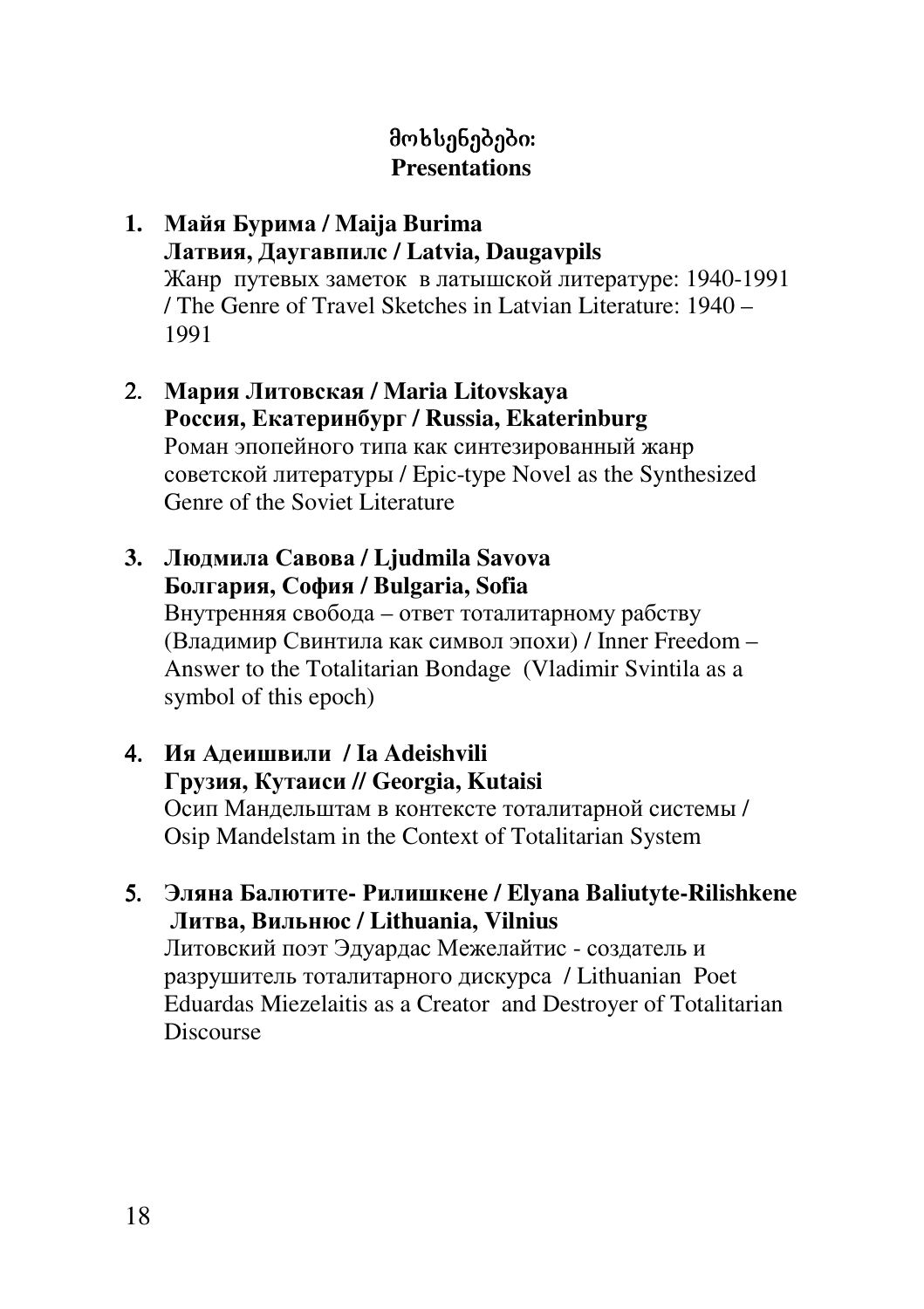## მოხსენებები:
## Presentations

1. **Майя Бурима / Maija Burima**
   **Латвия, Даугавпилс / Latvia, Daugavpils**
   Жанр путевых заметок в латышской литературе: 1940-1991 / The Genre of Travel Sketches in Latvian Literature: 1940 – 1991

2. **Мария Литовская / Maria Litovskaya**
   **Россия, Екатеринбург / Russia, Ekaterinburg**
   Роман эпопейного типа как синтезированный жанр советской литературы / Epic-type Novel as the Synthesized Genre of the Soviet Literature

3. **Людмила Савова / Ljudmila Savova**
   **Болгария, София / Bulgaria, Sofia**
   Внутренняя свобода – ответ тоталитарному рабству (Владимир Свинтила как символ эпохи) / Inner Freedom – Answer to the Totalitarian Bondage (Vladimir Svintila as a symbol of this epoch)

4. **Ия Адеишвили / Ia Adeishvili**
   **Грузия, Кутаиси // Georgia, Kutaisi**
   Осип Мандельштам в контексте тоталитарной системы / Osip Mandelstam in the Context of Totalitarian System

5. **Эляна Балютите- Рилишкене / Elyana Baliutyte-Rilishkene**
   **Литва, Вильнюс / Lithuania, Vilnius**
   Литовский поэт Эдуардас Межелайтис - создатель и разрушитель тоталитарного дискурса / Lithuanian Poet Eduardas Miezelaitis as a Creator and Destroyer of Totalitarian Discourse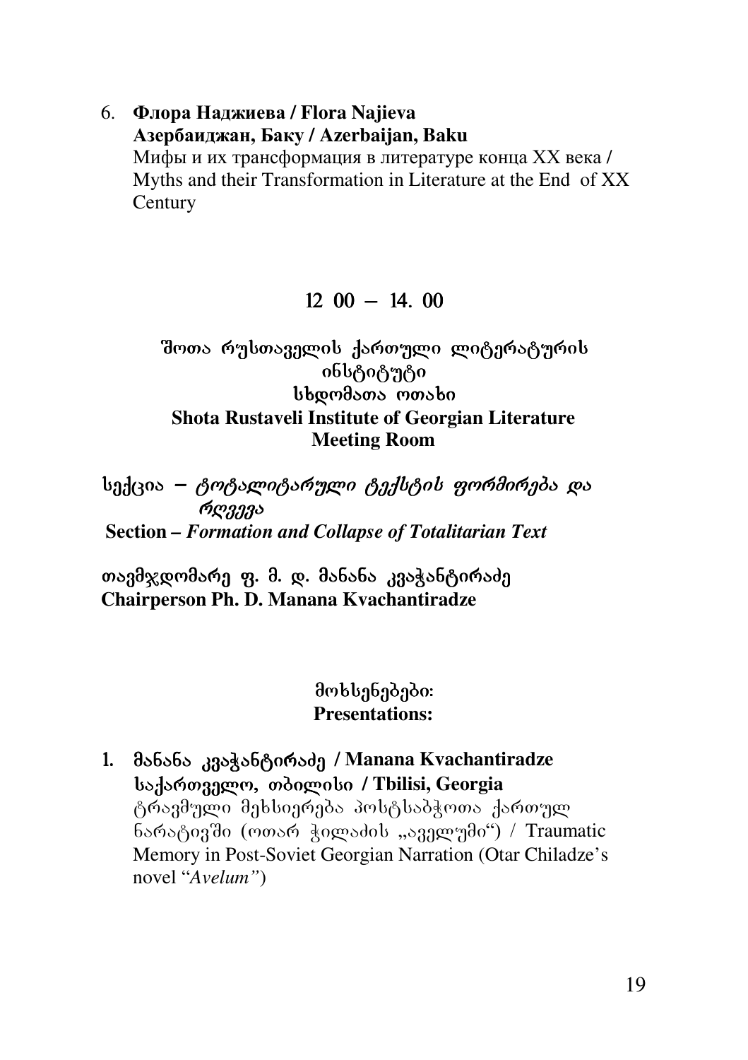6. **Флора Наджиева / Flora Najieva**
   **Азербаиджан, Баку / Azerbaijan, Baku**
   Мифы и их трансформация в литературе конца XX века / Myths and their Transformation in Literature at the End of XX Century

## 12 00 – 14. 00

### შოთა რუსთაველის ქართული ლიტერატურის ინსტიტუტი
### სხდომათა ოთახი
### Shota Rustaveli Institute of Georgian Literature
### Meeting Room

**სექცია –** ***ტოტალიტარული ტექსტის ფორმირება და რღვევა***
**Section –** ***Formation and Collapse of Totalitarian Text***

**თავმჯდომარე ფ. მ. დ. მანანა კვაჭანტირაძე**
**Chairperson Ph. D. Manana Kvachantiradze**

**მოხსენებები:**
**Presentations:**

1. **მანანა კვაჭანტირაძე / Manana Kvachantiradze**
   **საქართველო, თბილისი / Tbilisi, Georgia**
   ტრავმული მეხსიერება პოსტსაბჭოთა ქართულ ნარატივში (ოთარ ჭილაძის „აველუმი“) / Traumatic Memory in Post-Soviet Georgian Narration (Otar Chiladze's novel "*Avelum"*)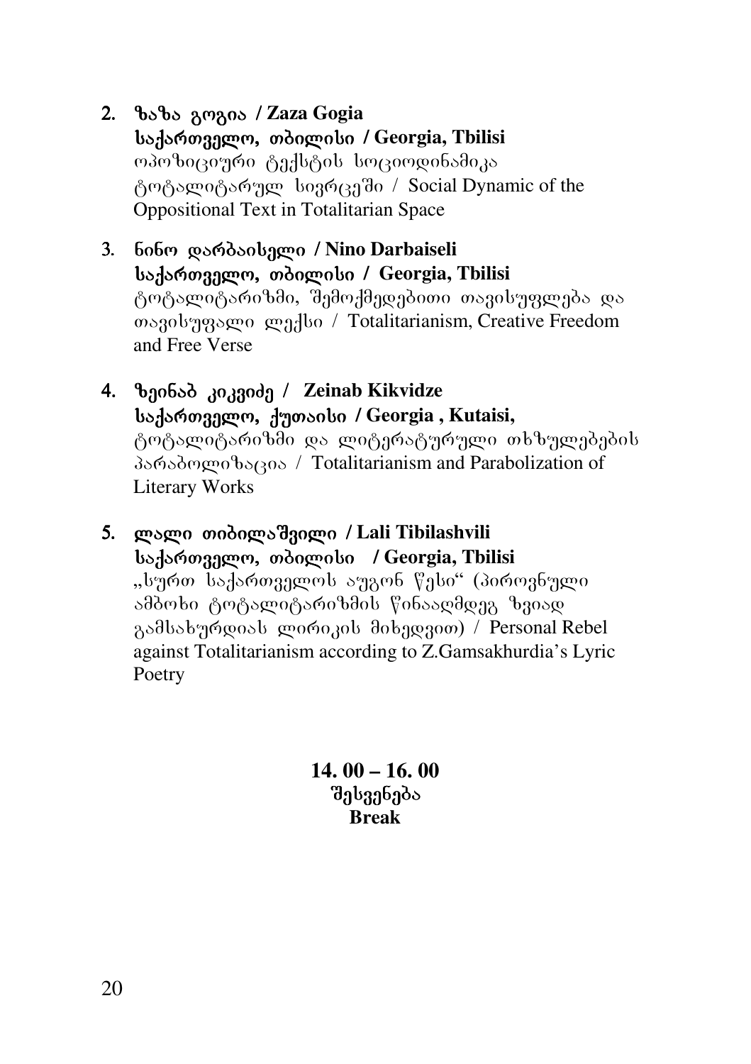2. **ზაზა გოგია / Zaza Gogia**
   **საქართველო, თბილისი / Georgia, Tbilisi**
   ოპოზიციური ტექსტის სოციოდინამიკა ტოტალიტარულ სივრცეში / Social Dynamic of the Oppositional Text in Totalitarian Space

3. **ნინო დარბაისელი / Nino Darbaiseli**
   **საქართველო, თბილისი / Georgia, Tbilisi**
   ტოტალიტარიზმი, შემოქმედებითი თავისუფლება და თავისუფალი ლექსი / Totalitarianism, Creative Freedom and Free Verse

4. **ზეინაბ კიკვიძე / Zeinab Kikvidze**
   **საქართველო, ქუთაისი / Georgia , Kutaisi,**
   ტოტალიტარიზმი და ლიტერატურული თხზულებების პარაბოლიზაცია / Totalitarianism and Parabolization of Literary Works

5. **ლალი თიბილაშვილი / Lali Tibilashvili**
   **საქართველო, თბილისი / Georgia, Tbilisi**
   „სურთ საქართველოს აუგონ წესი" (პიროვნული ამბოხი ტოტალიტარიზმის წინააღმდეგ ზვიად გამსახურდიას ლირიკის მიხედვით) / Personal Rebel against Totalitarianism according to Z.Gamsakhurdia's Lyric Poetry

**14. 00 – 16. 00**
**შესვენება**
**Break**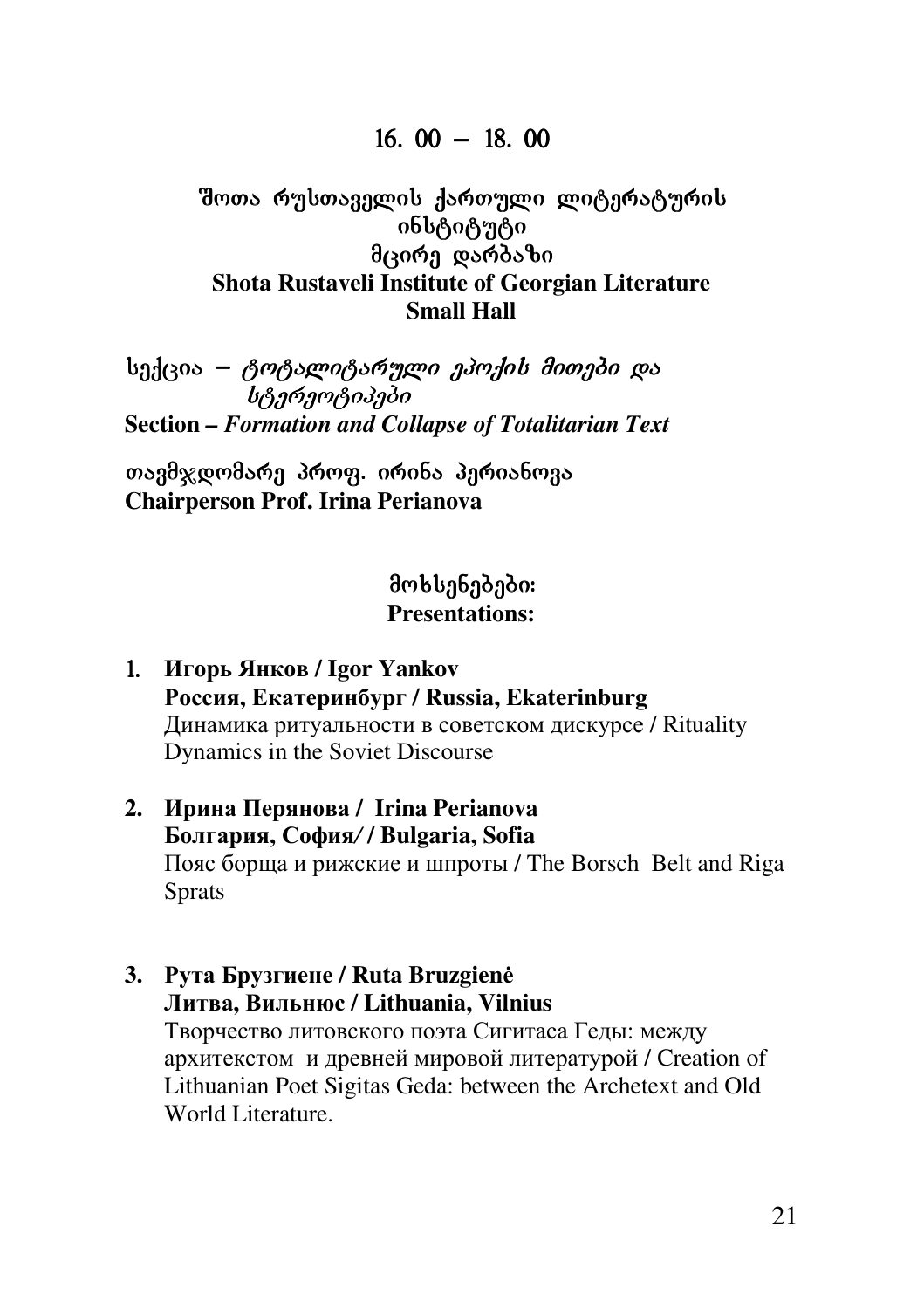## 16. 00 – 18. 00

### შოთა რუსთაველის ქართული ლიტერატურის ინსტიტუტი
### მცირე დარბაზი
### Shota Rustaveli Institute of Georgian Literature
### Small Hall

სექცია – *ტოტალიტარული ეპოქის მითები და სტერეოტიპები*
**Section –** ***Formation and Collapse of Totalitarian Text***

თავმჯდომარე პროფ. ირინა პერიანოვა
**Chairperson Prof. Irina Perianova**

**მოხსენებები:**
**Presentations:**

1. **Игорь Янков / Igor Yankov**
   **Россия, Екатеринбург / Russia, Ekaterinburg**
   Динамика ритуальности в советском дискурсе / Rituality Dynamics in the Soviet Discourse

2. **Ирина Перянова / Irina Perianova**
   **Болгария, София/ / Bulgaria, Sofia**
   Пояс борща и рижские и шпроты / The Borsch Belt and Riga Sprats

3. **Рута Брузгиене / Ruta Bruzgienė**
   **Литва, Вильнюс / Lithuania, Vilnius**
   Творчество литовского поэта Сигитаса Геды: между архитекстом и древней мировой литературой / Creation of Lithuanian Poet Sigitas Geda: between the Archetext and Old World Literature.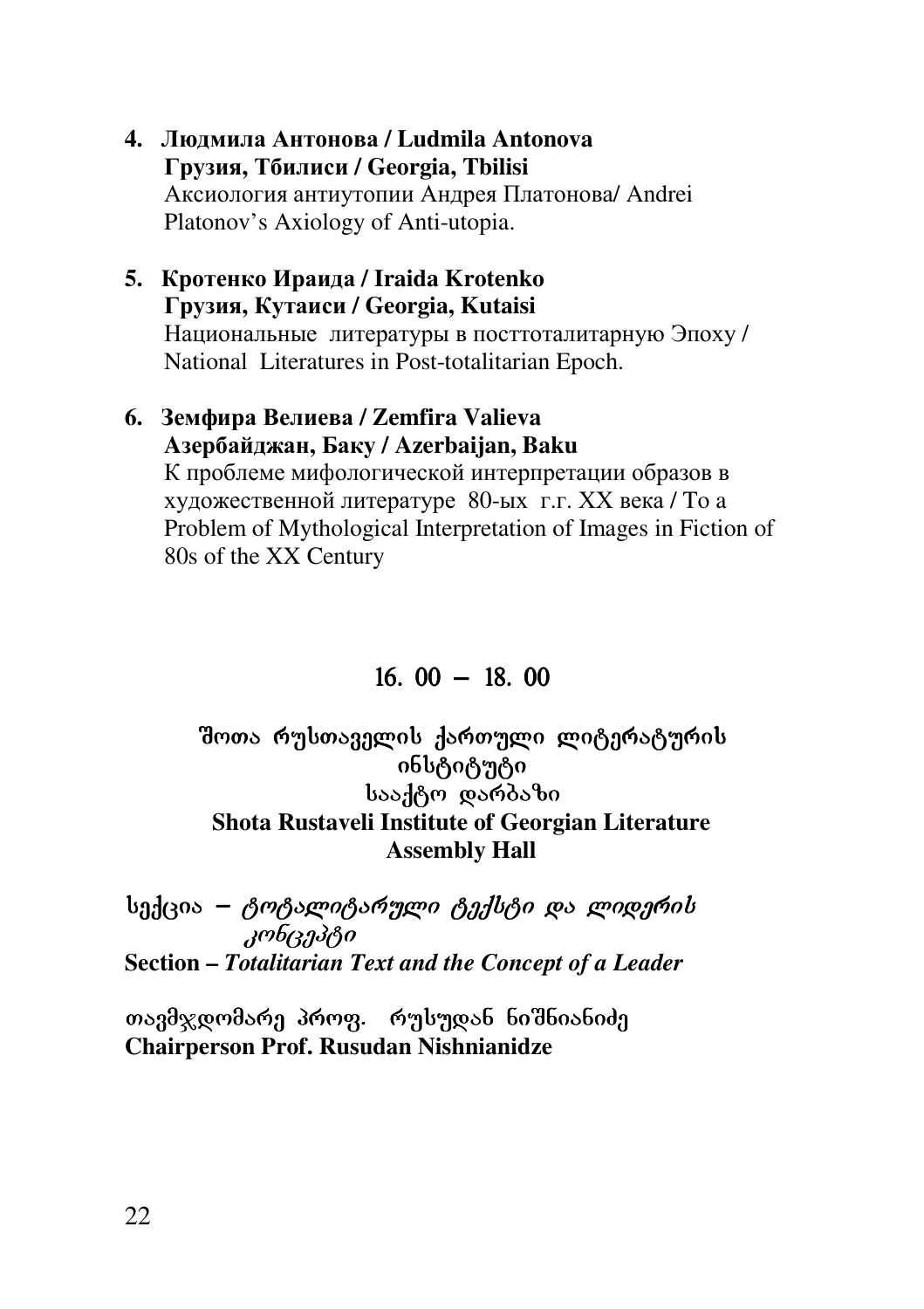4. **Людмила Антонова / Ludmila Antonova**
   **Грузия, Тбилиси / Georgia, Tbilisi**
   Аксиология антиутопии Андрея Платонова/ Andrei Platonov's Axiology of Anti-utopia.

5. **Кротенко Ираида / Iraida Krotenko**
   **Грузия, Кутаиси / Georgia, Kutaisi**
   Национальные литературы в посттоталитарную Эпоху / National Literatures in Post-totalitarian Epoch.

6. **Земфира Велиева / Zemfira Valieva**
   **Азербайджан, Баку / Azerbaijan, Baku**
   К проблеме мифологической интерпретации образов в художественной литературе 80-ых г.г. XX века / To a Problem of Mythological Interpretation of Images in Fiction of 80s of the XX Century

## 16. 00 – 18. 00

**შოთა რუსთაველის ქართული ლიტერატურის ინსტიტუტი**
**სააქტო დარბაზი**
**Shota Rustaveli Institute of Georgian Literature**
**Assembly Hall**

სექცია – *ტოტალიტარული ტექსტი და ლიდერის კონცეპტი*
**Section –** ***Totalitarian Text and the Concept of a Leader***

თავმჯდომარე პროფ. რუსუდან ნიშნიანიძე
**Chairperson Prof. Rusudan Nishnianidze**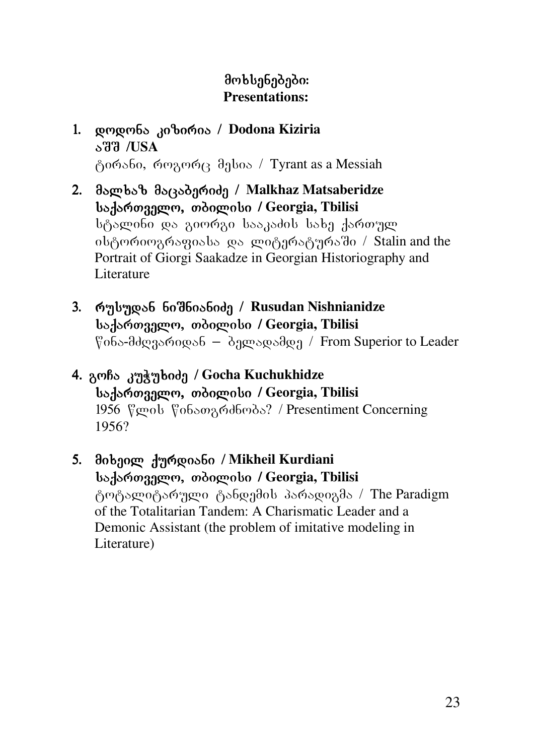## მოხსენებები:
## Presentations:

1. **დოდონა კიზირია / Dodona Kiziria**
   **აშშ /USA**
   ტირანი, როგორც მესია / Tyrant as a Messiah

2. **მალხაზ მაცაბერიძე / Malkhaz Matsaberidze**
   **საქართველო, თბილისი / Georgia, Tbilisi**
   სტალინი და გიორგი სააკაძის სახე ქართულ ისტორიოგრაფიასა და ლიტერატურაში / Stalin and the Portrait of Giorgi Saakadze in Georgian Historiography and Literature

3. **რუსუდან ნიშნიანიძე / Rusudan Nishnianidze**
   **საქართველო, თბილისი / Georgia, Tbilisi**
   წინა-მძღვარიდან – ბელადამდე / From Superior to Leader

4. **გოჩა კუჭუხიძე / Gocha Kuchukhidze**
   **საქართველო, თბილისი / Georgia, Tbilisi**
   1956 წლის წინათგრძნობა? / Presentiment Concerning 1956?

5. **მიხეილ ქურდიანი / Mikheil Kurdiani**
   **საქართველო, თბილისი / Georgia, Tbilisi**
   ტოტალიტარული ტანდემის პარადიგმა / The Paradigm of the Totalitarian Tandem: A Charismatic Leader and a Demonic Assistant (the problem of imitative modeling in Literature)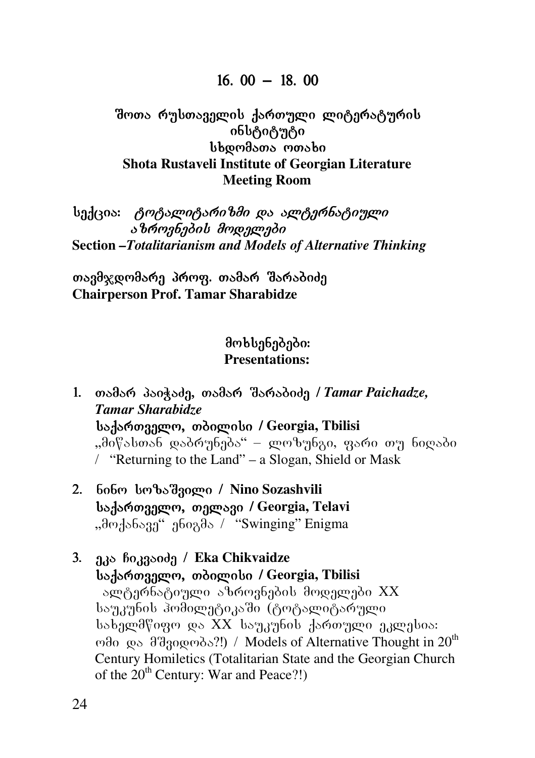## 16. 00 – 18. 00

**შოთა რუსთაველის ქართული ლიტერატურის ინსტიტუტი**
**სხდომათა ოთახი**
**Shota Rustaveli Institute of Georgian Literature**
**Meeting Room**

სექცია: *ტოტალიტარიზმი და ალტერნატიული აზროვნების მოდელები*
**Section –*Totalitarianism and Models of Alternative Thinking***

**თავმჯდომარე პროფ. თამარ შარაბიძე**
**Chairperson Prof. Tamar Sharabidze**

**მოხსენებები:**
**Presentations:**

1. **თამარ პაიჭაძე, თამარ შარაბიძე / *Tamar Paichadze, Tamar Sharabidze***
   **საქართველო, თბილისი / Georgia, Tbilisi**
   „მიწასთან დაბრუნება" – ლოზუნგი, ფარი თუ ნიღაბი / "Returning to the Land" – a Slogan, Shield or Mask

2. **ნინო სოზაშვილი / Nino Sozashvili**
   **საქართველო, თელავი / Georgia, Telavi**
   „მოქანავე" ენიგმა / "Swinging" Enigma

3. **ეკა ჩიკვაიძე / Eka Chikvaidze**
   **საქართველო, თბილისი / Georgia, Tbilisi**
   ალტერნატიული აზროვნების მოდელები XX საუკუნის ჰომილეტიკაში (ტოტალიტარული სახელმწიფო და XX საუკუნის ქართული ეკლესია: ომი და მშვიდობა?!) / Models of Alternative Thought in 20th Century Homiletics (Totalitarian State and the Georgian Church of the 20th Century: War and Peace?!)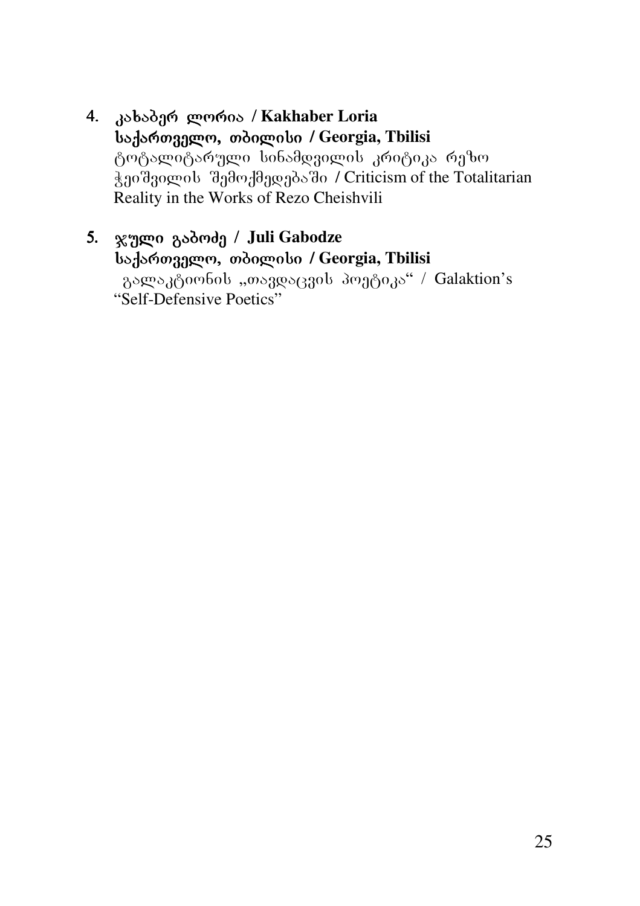4. **კახაბერ ლორია / Kakhaber Loria**
   **საქართველო, თბილისი / Georgia, Tbilisi**
   ტოტალიტარული სინამდვილის კრიტიკა რეზო ჭეიშვილის შემოქმედებაში / Criticism of the Totalitarian Reality in the Works of Rezo Cheishvili

5. **ჯული გაბოძე / Juli Gabodze**
   **საქართველო, თბილისი / Georgia, Tbilisi**
   გალაკტიონის „თავდაცვის პოეტიკა" / Galaktion's "Self-Defensive Poetics"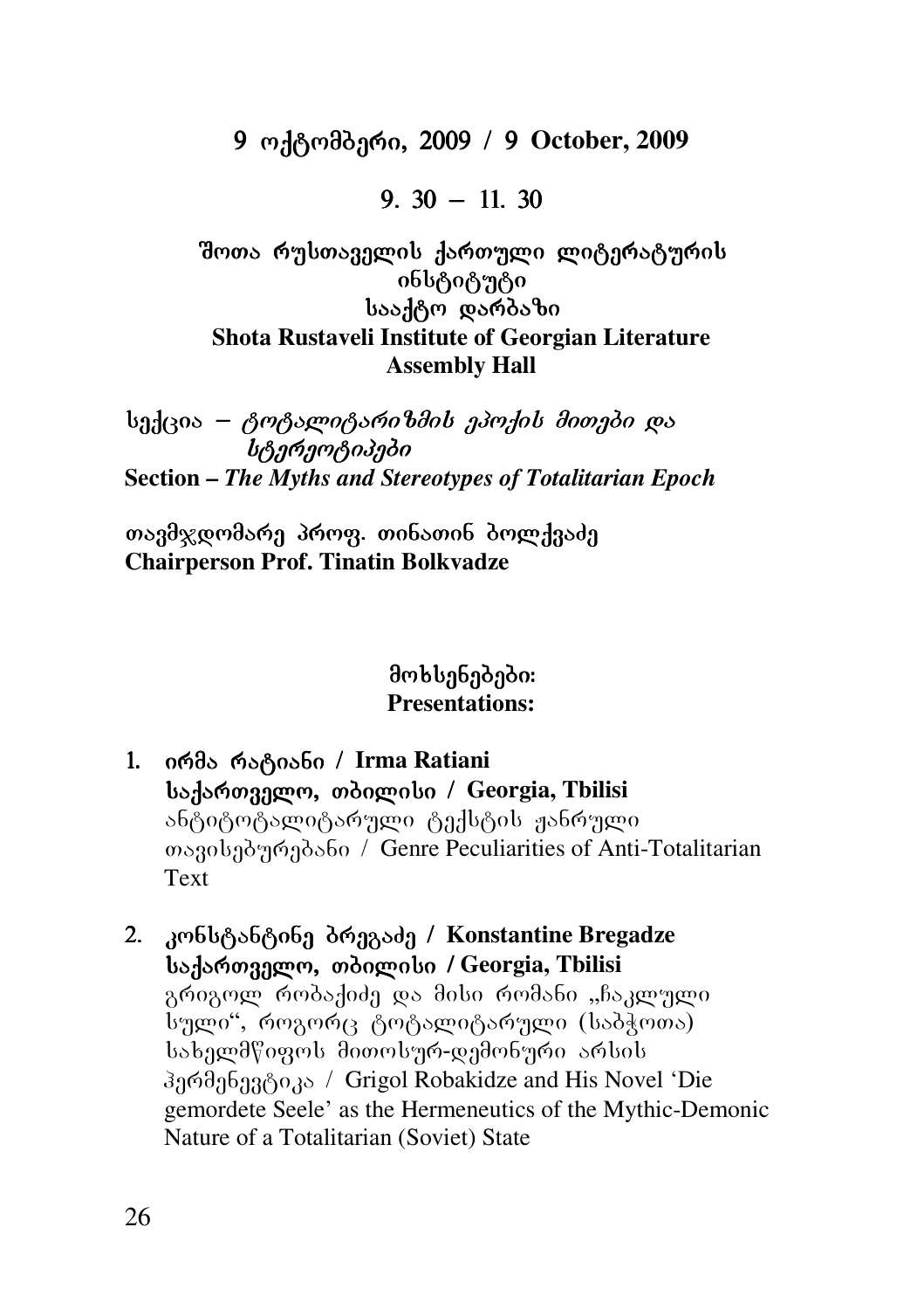**9 ოქტომბერი, 2009 / 9 October, 2009**

**9. 30 – 11. 30**

**შოთა რუსთაველის ქართული ლიტერატურის ინსტიტუტი**
**სააქტო დარბაზი**
**Shota Rustaveli Institute of Georgian Literature**
**Assembly Hall**

სექცია – *ტოტალიტარიზმის ეპოქის მითები და სტერეოტიპები*
**Section –** ***The Myths and Stereotypes of Totalitarian Epoch***

თავმჯდომარე პროფ. თინათინ ბოლქვაძე
**Chairperson Prof. Tinatin Bolkvadze**

**მოხსენებები:**
**Presentations:**

1. **ირმა რატიანი / Irma Ratiani**
   **საქართველო, თბილისი / Georgia, Tbilisi**
   ანტიტოტალიტარული ტექსტის ჟანრული თავისებურებანი / Genre Peculiarities of Anti-Totalitarian Text

2. **კონსტანტინე ბრეგაძე / Konstantine Bregadze**
   **საქართველო, თბილისი / Georgia, Tbilisi**
   გრიგოლ რობაქიძე და მისი რომანი „ჩაკლული სული", როგორც ტოტალიტარული (საბჭოთა) სახელმწიფოს მითოსურ-დემონური არსის ჰერმენევტიკა / Grigol Robakidze and His Novel 'Die gemordete Seele' as the Hermeneutics of the Mythic-Demonic Nature of a Totalitarian (Soviet) State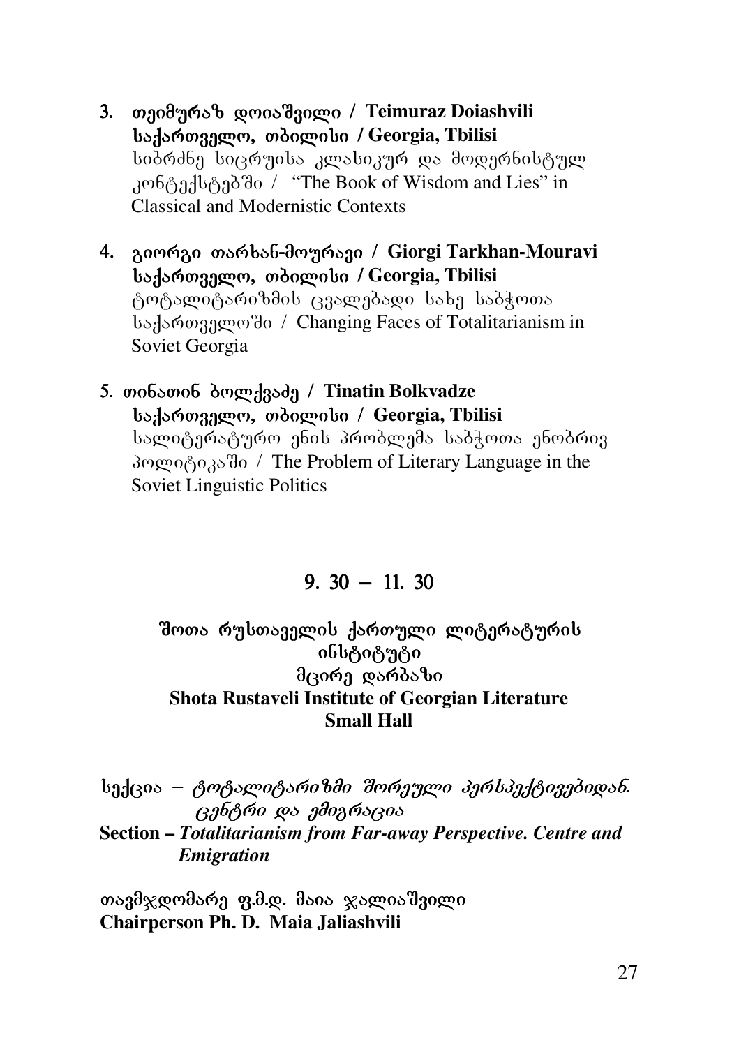3. **თეიმურაზ დოიაშვილი / Teimuraz Doiashvili**
   **საქართველო, თბილისი / Georgia, Tbilisi**
   სიბრძნე სიცრუისა კლასიკურ და მოდერნისტულ კონტექსტებში / "The Book of Wisdom and Lies" in Classical and Modernistic Contexts

4. **გიორგი თარხან-მოურავი / Giorgi Tarkhan-Mouravi**
   **საქართველო, თბილისი / Georgia, Tbilisi**
   ტოტალიტარიზმის ცვალებადი სახე საბჭოთა საქართველოში / Changing Faces of Totalitarianism in Soviet Georgia

5. **თინათინ ბოლქვაძე / Tinatin Bolkvadze**
   **საქართველო, თბილისი / Georgia, Tbilisi**
   სალიტერატურო ენის პრობლემა საბჭოთა ენობრივ პოლიტიკაში / The Problem of Literary Language in the Soviet Linguistic Politics

## 9. 30 – 11. 30

**შოთა რუსთაველის ქართული ლიტერატურის ინსტიტუტი**
**მცირე დარბაზი**
**Shota Rustaveli Institute of Georgian Literature**
**Small Hall**

სექცია – *ტოტალიტარიზმი შორეული პერსპექტივებიდან. ცენტრი და ემიგრაცია*
**Section –** ***Totalitarianism from Far-away Perspective. Centre and Emigration***

**თავმჯდომარე ფ.მ.დ. მაია ჯალიაშვილი**
**Chairperson Ph. D. Maia Jaliashvili**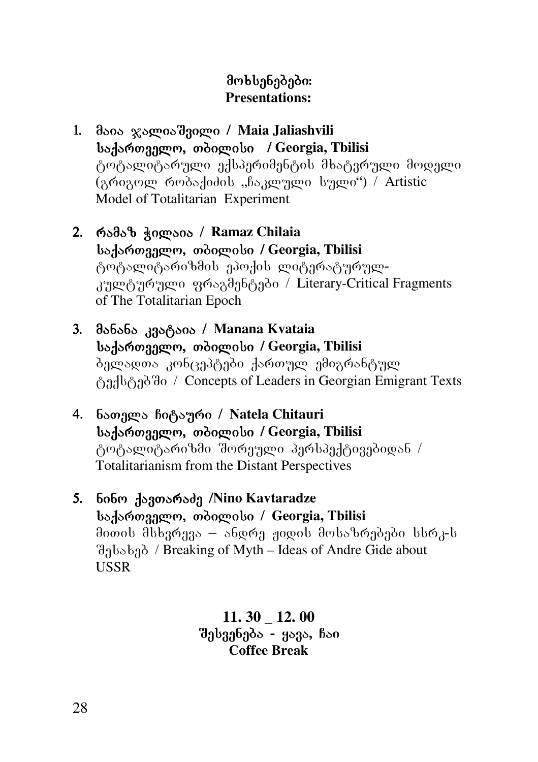**მოხსენებები:**
**Presentations:**

1. **მაია ჯალიაშვილი / Maia Jaliashvili**
   **საქართველო, თბილისი / Georgia, Tbilisi**
   ტოტალიტარული ექსპერიმენტის მხატვრული მოდელი (გრიგოლ რობაქიძის „ჩაკლული სული“) / Artistic Model of Totalitarian Experiment

2. **რამაზ ჭილაია / Ramaz Chilaia**
   **საქართველო, თბილისი / Georgia, Tbilisi**
   ტოტალიტარიზმის ეპოქის ლიტერატურულ-კულტურული ფრაგმენტები / Literary-Critical Fragments of The Totalitarian Epoch

3. **მანანა კვატაია / Manana Kvataia**
   **საქართველო, თბილისი / Georgia, Tbilisi**
   ბელადთა კონცეპტები ქართულ ემიგრანტულ ტექსტებში / Concepts of Leaders in Georgian Emigrant Texts

4. **ნათელა ჩიტაური / Natela Chitauri**
   **საქართველო, თბილისი / Georgia, Tbilisi**
   ტოტალიტარიზმი შორეული პერსპექტივებიდან / Totalitarianism from the Distant Perspectives

5. **ნინო ქავთარაძე /Nino Kavtaradze**
   **საქართველო, თბილისი / Georgia, Tbilisi**
   მითის მსხვრევა – ანდრე ჟიდის მოსაზრებები სსრკ-ს შესახებ / Breaking of Myth – Ideas of Andre Gide about USSR

**11. 30 _ 12. 00**
**შესვენება - ყავა, ჩაი**
**Coffee Break**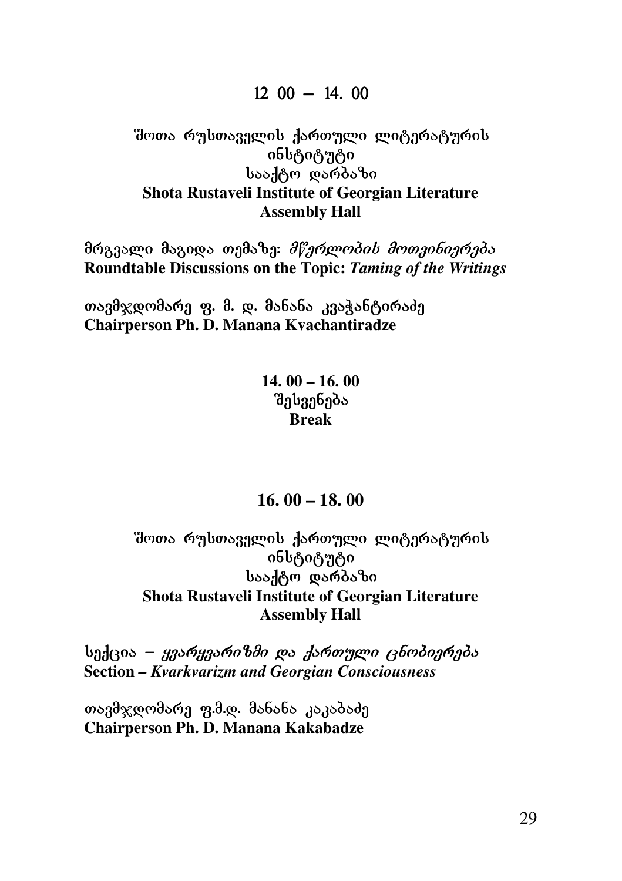**12 00 – 14. 00**

შოთა რუსთაველის ქართული ლიტერატურის ინსტიტუტი
სააქტო დარბაზი
**Shota Rustaveli Institute of Georgian Literature**
**Assembly Hall**

მრგვალი მაგიდა თემაზე: *მწერლობის მოთვინიერება*
**Roundtable Discussions on the Topic:** ***Taming of the Writings***

თავმჯდომარე ფ. მ. დ. მანანა კვაჭანტირაძე
**Chairperson Ph. D. Manana Kvachantiradze**

**14. 00 – 16. 00**
შესვენება
**Break**

**16. 00 – 18. 00**

შოთა რუსთაველის ქართული ლიტერატურის ინსტიტუტი
სააქტო დარბაზი
**Shota Rustaveli Institute of Georgian Literature**
**Assembly Hall**

სექცია – *ყვარყვარიზმი და ქართული ცნობიერება*
**Section –** ***Kvarkvarizm and Georgian Consciousness***

თავმჯდომარე ფ.მ.დ. მანანა კაკაბაძე
**Chairperson Ph. D. Manana Kakabadze**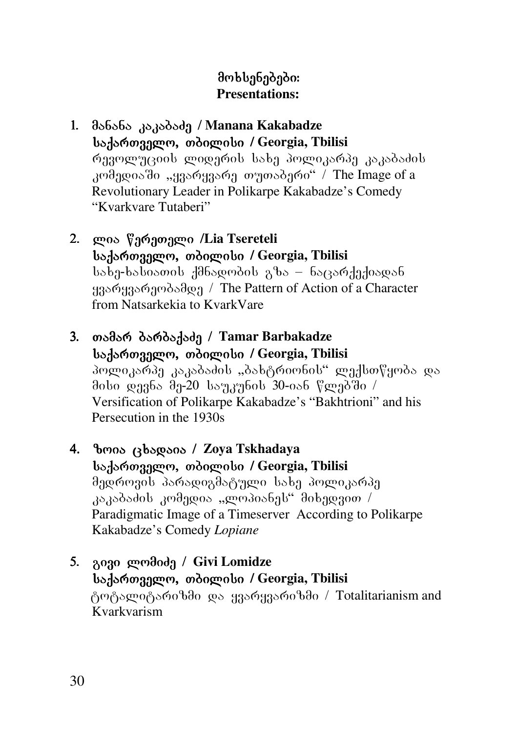## მოხსენებები:
## Presentations:

1. **მანანა კაკაბაძე / Manana Kakabadze**
   **საქართველო, თბილისი / Georgia, Tbilisi**
   რევოლუციის ლიდერის სახე პოლიკარპე კაკაბაძის კომედიაში „ყვარყვარე თუთაბერი" / The Image of a Revolutionary Leader in Polikarpe Kakabadze's Comedy "Kvarkvare Tutaberi"

2. **ლია წერეთელი /Lia Tsereteli**
   **საქართველო, თბილისი / Georgia, Tbilisi**
   სახე-ხასიათის ქმნადობის გზა – ნაცარქექიადან ყვარყვარეობამდე / The Pattern of Action of a Character from Natsarkekia to KvarkVare

3. **თამარ ბარბაქაძე / Tamar Barbakadze**
   **საქართველო, თბილისი / Georgia, Tbilisi**
   პოლიკარპე კაკაბაძის „ბახტრიონის" ლექსთწყობა და მისი დევნა მე-20 საუკუნის 30-იან წლებში / Versification of Polikarpe Kakabadze's "Bakhtrioni" and his Persecution in the 1930s

4. **ზოია ცხადაია / Zoya Tskhadaya**
   **საქართველო, თბილისი / Georgia, Tbilisi**
   მედროვის პარადიგმატული სახე პოლიკარპე კაკაბაძის კომედია „ლოპიანეს" მიხედვით / Paradigmatic Image of a Timeserver According to Polikarpe Kakabadze's Comedy *Lopiane*

5. **გივი ლომიძე / Givi Lomidze**
   **საქართველო, თბილისი / Georgia, Tbilisi**
   ტოტალიტარიზმი და ყვარყვარიზმი / Totalitarianism and Kvarkvarism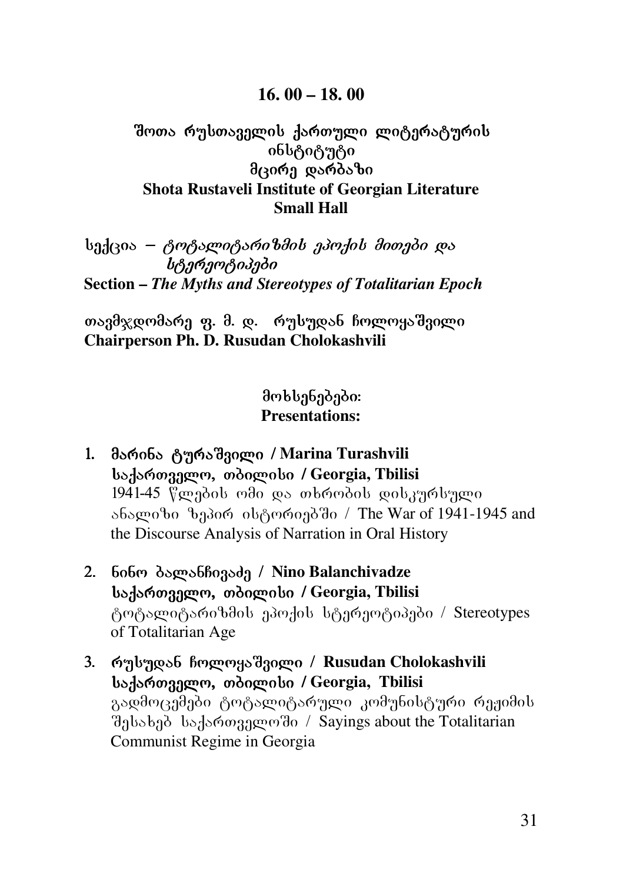## 16. 00 – 18. 00

**შოთა რუსთაველის ქართული ლიტერატურის ინსტიტუტი**
**მცირე დარბაზი**
**Shota Rustaveli Institute of Georgian Literature**
**Small Hall**

სექცია – *ტოტალიტარიზმის ეპოქის მითები და სტერეოტიპები*
**Section –** ***The Myths and Stereotypes of Totalitarian Epoch***

**თავმჯდომარე ფ. მ. დ. რუსუდან ჩოლოყაშვილი**
**Chairperson Ph. D. Rusudan Cholokashvili**

**მოხსენებები:**
**Presentations:**

1. **მარინა ტურაშვილი / Marina Turashvili**
   **საქართველო, თბილისი / Georgia, Tbilisi**
   1941-45 წლების ომი და თხრობის დისკურსული ანალიზი ზეპირ ისტორიებში / The War of 1941-1945 and the Discourse Analysis of Narration in Oral History

2. **ნინო ბალანჩივაძე / Nino Balanchivadze**
   **საქართველო, თბილისი / Georgia, Tbilisi**
   ტოტალიტარიზმის ეპოქის სტერეოტიპები / Stereotypes of Totalitarian Age

3. **რუსუდან ჩოლოყაშვილი / Rusudan Cholokashvili**
   **საქართველო, თბილისი / Georgia, Tbilisi**
   გადმოცემები ტოტალიტარული კომუნისტური რეჟიმის შესახებ საქართველოში / Sayings about the Totalitarian Communist Regime in Georgia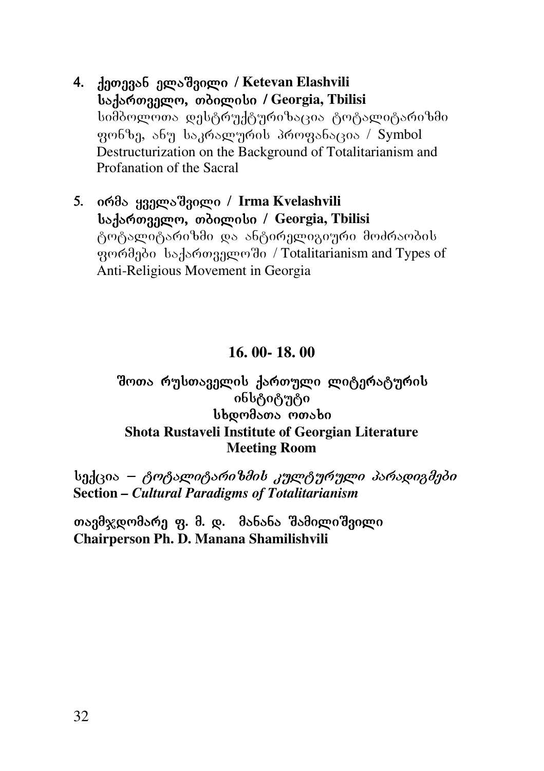4. **ქეთევან ელაშვილი / Ketevan Elashvili**
   **საქართველო, თბილისი / Georgia, Tbilisi**
   სიმბოლოთა დესტრუქტურიზაცია ტოტალიტარიზმი ფონზე, ანუ საკრალურის პროფანაცია / Symbol Destructurization on the Background of Totalitarianism and Profanation of the Sacral

5. **ირმა ყველაშვილი / Irma Kvelashvili**
   **საქართველო, თბილისი / Georgia, Tbilisi**
   ტოტალიტარიზმი და ანტირელიგიური მოძრაობის ფორმები საქართველოში / Totalitarianism and Types of Anti-Religious Movement in Georgia

## 16. 00- 18. 00

**შოთა რუსთაველის ქართული ლიტერატურის ინსტიტუტი**
**სხდომათა ოთახი**
**Shota Rustaveli Institute of Georgian Literature**
**Meeting Room**

სექცია – *ტოტალიტარიზმის კულტურული პარადიგმები*
**Section – *Cultural Paradigms of Totalitarianism***

**თავმჯდომარე ფ. მ. დ. მანანა შამილიშვილი**
**Chairperson Ph. D. Manana Shamilishvili**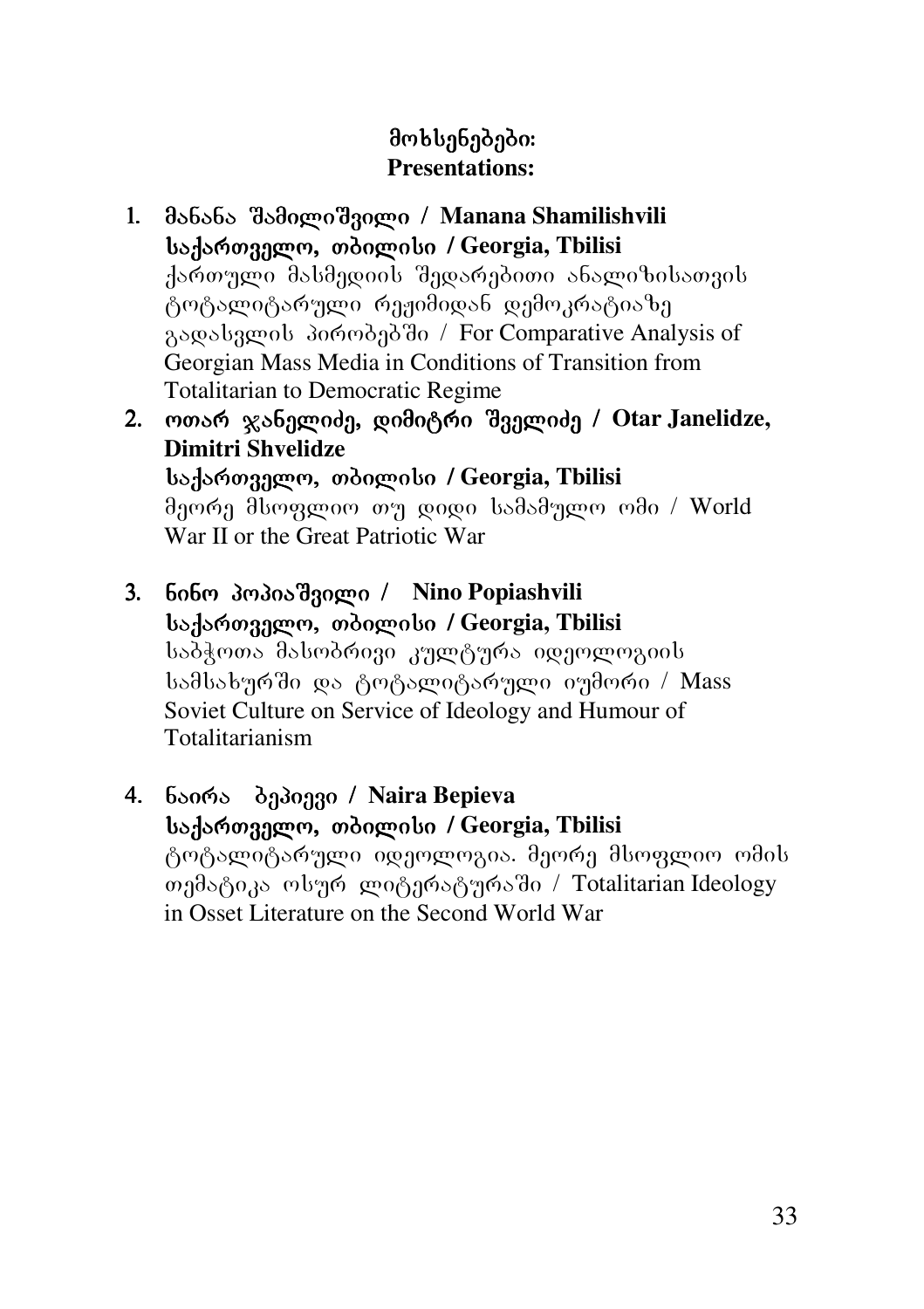**მოხსენებები:**
**Presentations:**

1. **მანანა შამილიშვილი / Manana Shamilishvili**
   **საქართველო, თბილისი / Georgia, Tbilisi**
   ქართული მასმედიის შედარებითი ანალიზისათვის ტოტალიტარული რეჟიმიდან დემოკრატიაზე გადასვლის პირობებში / For Comparative Analysis of Georgian Mass Media in Conditions of Transition from Totalitarian to Democratic Regime
2. **ოთარ ჯანელიძე, დიმიტრი შველიძე / Otar Janelidze, Dimitri Shvelidze**
   **საქართველო, თბილისი / Georgia, Tbilisi**
   მეორე მსოფლიო თუ დიდი სამამულო ომი / World War II or the Great Patriotic War
3. **ნინო პოპიაშვილი / Nino Popiashvili**
   **საქართველო, თბილისი / Georgia, Tbilisi**
   საბჭოთა მასობრივი კულტურა იდეოლოგიის სამსახურში და ტოტალიტარული იუმორი / Mass Soviet Culture on Service of Ideology and Humour of Totalitarianism
4. **ნაირა ბეპიევი / Naira Bepieva**
   **საქართველო, თბილისი / Georgia, Tbilisi**
   ტოტალიტარული იდეოლოგია. მეორე მსოფლიო ომის თემატიკა ოსურ ლიტერატურაში / Totalitarian Ideology in Osset Literature on the Second World War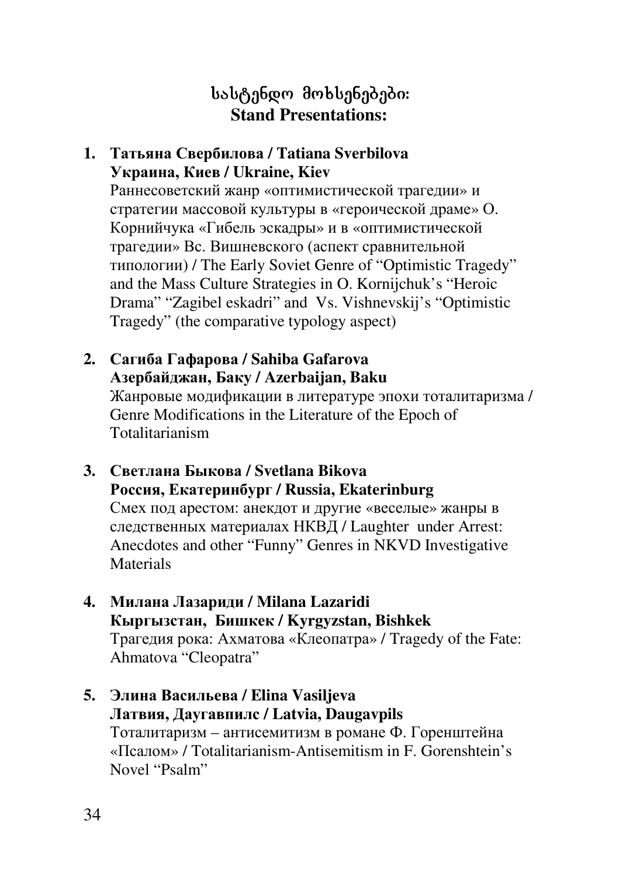## სასტენდო მოხსენებები:
## Stand Presentations:

1. **Татьяна Свербилова / Tatiana Sverbilova**
   **Украина, Киев / Ukraine, Kiev**
   Раннесоветский жанр «оптимистической трагедии» и стратегии массовой культуры в «героической драме» О. Корнийчука «Гибель эскадры» и в «оптимистической трагедии» Вс. Вишневского (аспект сравнительной типологии) / The Early Soviet Genre of "Optimistic Tragedy" and the Mass Culture Strategies in O. Kornijchuk's "Heroic Drama" "Zagibel eskadri" and Vs. Vishnevskij's "Optimistic Tragedy" (the comparative typology aspect)

2. **Сагиба Гафарова / Sahiba Gafarova**
   **Азербайджан, Баку / Azerbaijan, Baku**
   Жанровые модификации в литературе эпохи тоталитаризма / Genre Modifications in the Literature of the Epoch of Totalitarianism

3. **Светлана Быкова / Svetlana Bikova**
   **Россия, Екатеринбург / Russia, Ekaterinburg**
   Смех под арестом: анекдот и другие «веселые» жанры в следственных материалах НКВД / Laughter under Arrest: Anecdotes and other "Funny" Genres in NKVD Investigative Materials

4. **Милана Лазариди / Milana Lazaridi**
   **Кыргызстан, Бишкек / Kyrgyzstan, Bishkek**
   Трагедия рока: Ахматова «Клеопатра» / Tragedy of the Fate: Ahmatova "Cleopatra"

5. **Элина Васильева / Elina Vasiljeva**
   **Латвия, Даугавпилс / Latvia, Daugavpils**
   Тоталитаризм – антисемитизм в романе Ф. Горенштейна «Псалом» / Totalitarianism-Antisemitism in F. Gorenshtein's Novel "Psalm"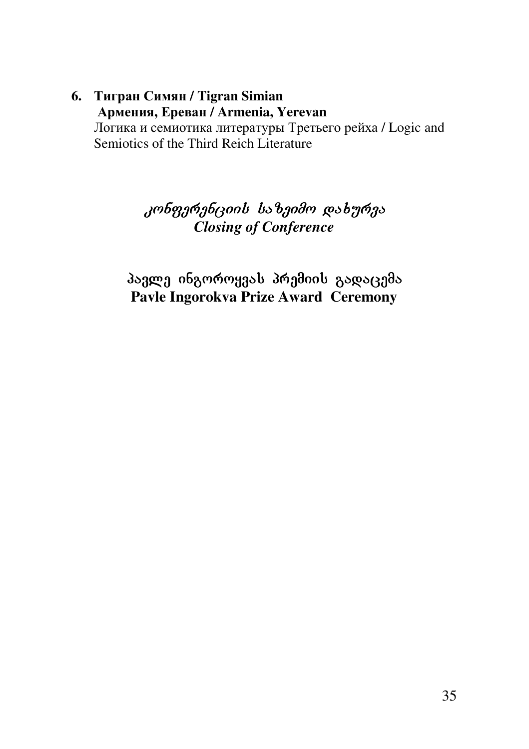6. **Тигран Симян / Tigran Simian**
   **Армения, Ереван / Armenia, Yerevan**
   Логика и семиотика литературы Третьего рейха / Logic and Semiotics of the Third Reich Literature

***კონფერენციის საზეიმო დახურვა***
***Closing of Conference***

**პავლე ინგოროყვას პრემიის გადაცემა**
**Pavle Ingorokva Prize Award Ceremony**